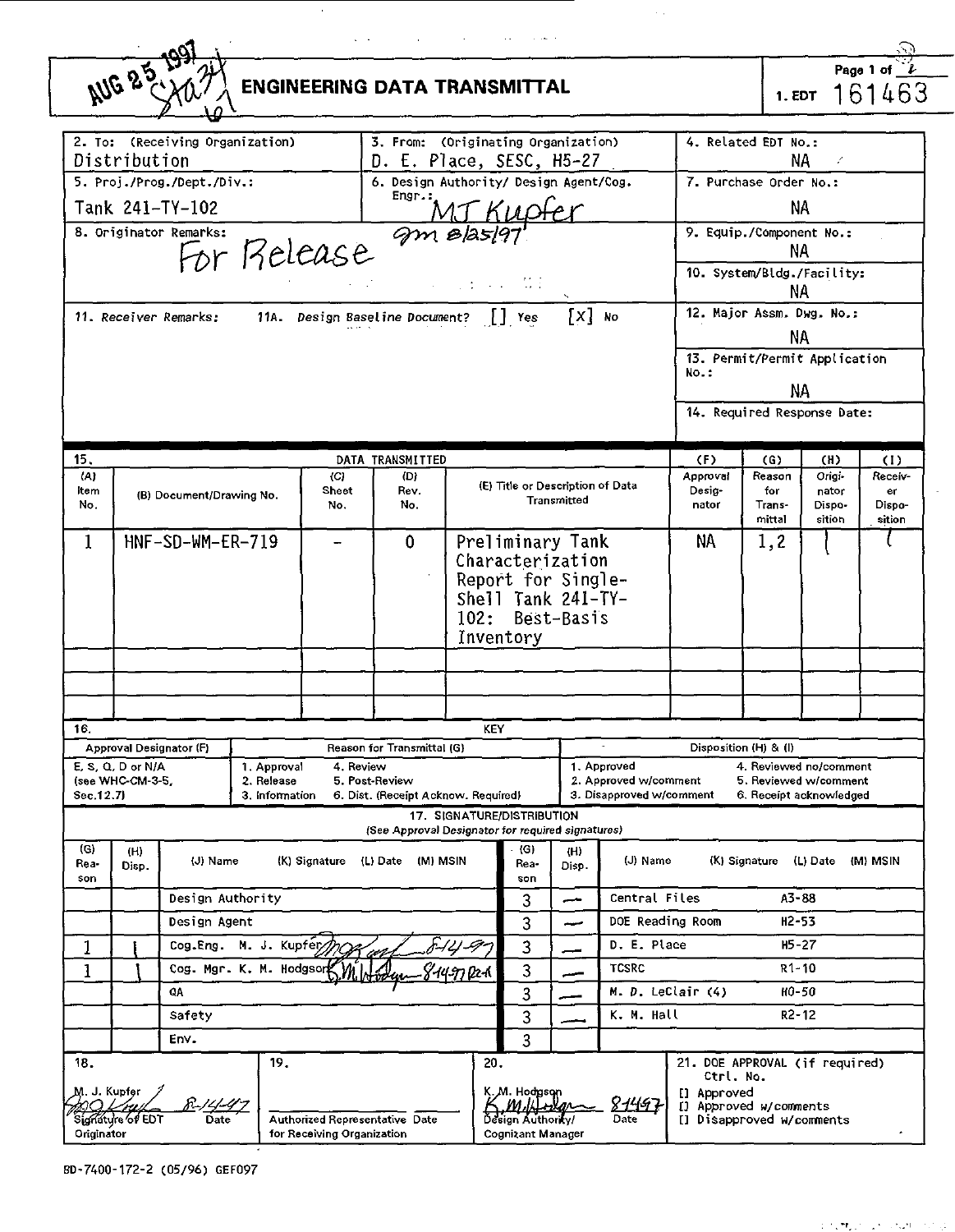AUG 25 1997

Sta 34
67

# ENGINEERING DATA TRANSMITTAL

Page 1 of 2

1. EDT 161463

| 2. To: (Receiving Organization) | 3. From: (Originating Organization) | 4. Related EDT No.: |
|---|---|---|
| Distribution | D. E. Place, SESC, H5-27 | NA |
| 5. Proj./Prog./Dept./Div.: | 6. Design Authority/ Design Agent/Cog. Engr.: | 7. Purchase Order No.: |
| Tank 241-TY-102 | MJ Kupfer | NA |

8. Originator Remarks:

For Release *gm 8/25/97*

9. Equip./Component No.: NA

10. System/Bldg./Facility: NA

11. Receiver Remarks: 11A. Design Baseline Document? [ ] Yes [X] No

12. Major Assm. Dwg. No.: NA

13. Permit/Permit Application No.: NA

14. Required Response Date:

**15. DATA TRANSMITTED**

| (A) Item No. | (B) Document/Drawing No. | (C) Sheet No. | (D) Rev. No. | (E) Title or Description of Data Transmitted | (F) Approval Designator | (G) Reason for Transmittal | (H) Originator Disposition | (I) Receiver Disposition |
|---|---|---|---|---|---|---|---|---|
| 1 | HNF-SD-WM-ER-719 | - | 0 | Preliminary Tank Characterization Report for Single-Shell Tank 241-TY-102: Best-Basis Inventory | NA | 1,2 | 1 | 1 |

**16. KEY**

| Approval Designator (F) | Reason for Transmittal (G) | | Disposition (H) & (I) | |
|---|---|---|---|---|
| E, S, Q, D or N/A (see WHC-CM-3-5, Sec.12.7) | 1. Approval<br>2. Release<br>3. Information | 4. Review<br>5. Post-Review<br>6. Dist. (Receipt Acknow. Required) | 1. Approved<br>2. Approved w/comment<br>3. Disapproved w/comment | 4. Reviewed no/comment<br>5. Reviewed w/comment<br>6. Receipt acknowledged |

**17. SIGNATURE/DISTRIBUTION**
(See Approval Designator for required signatures)

| (G) Reason | (H) Disp. | (J) Name (K) Signature (L) Date (M) MSIN | (G) Reason | (H) Disp. | (J) Name (K) Signature (L) Date (M) MSIN |
|---|---|---|---|---|---|
| | | Design Authority | 3 | — | Central Files A3-88 |
| | | Design Agent | 3 | — | DOE Reading Room H2-53 |
| 1 | 1 | Cog.Eng. M. J. Kupfer *[signature]* 8-14-97 | 3 | — | D. E. Place H5-27 |
| 1 | 1 | Cog. Mgr. K. M. Hodgson *[signature]* 8-14-97 | 3 | — | TCSRC R1-10 |
| | | QA | 3 | — | M. D. LeClair (4) H0-50 |
| | | Safety | 3 | — | K. M. Hall R2-12 |
| | | Env. | 3 | | |

| 18. | 19. | 20. | 21. DOE APPROVAL (if required) |
|---|---|---|---|
| M. J. Kupfer *[signature]* 8-14-97<br>Signature of EDT Originator Date | Authorized Representative Date for Receiving Organization | K. M. Hodgson *[signature]* 8/14/97<br>Design Authority/ Cognizant Manager Date | Ctrl. No.<br>[] Approved<br>[] Approved w/comments<br>[] Disapproved w/comments |

BD-7400-172-2 (05/96) GEF097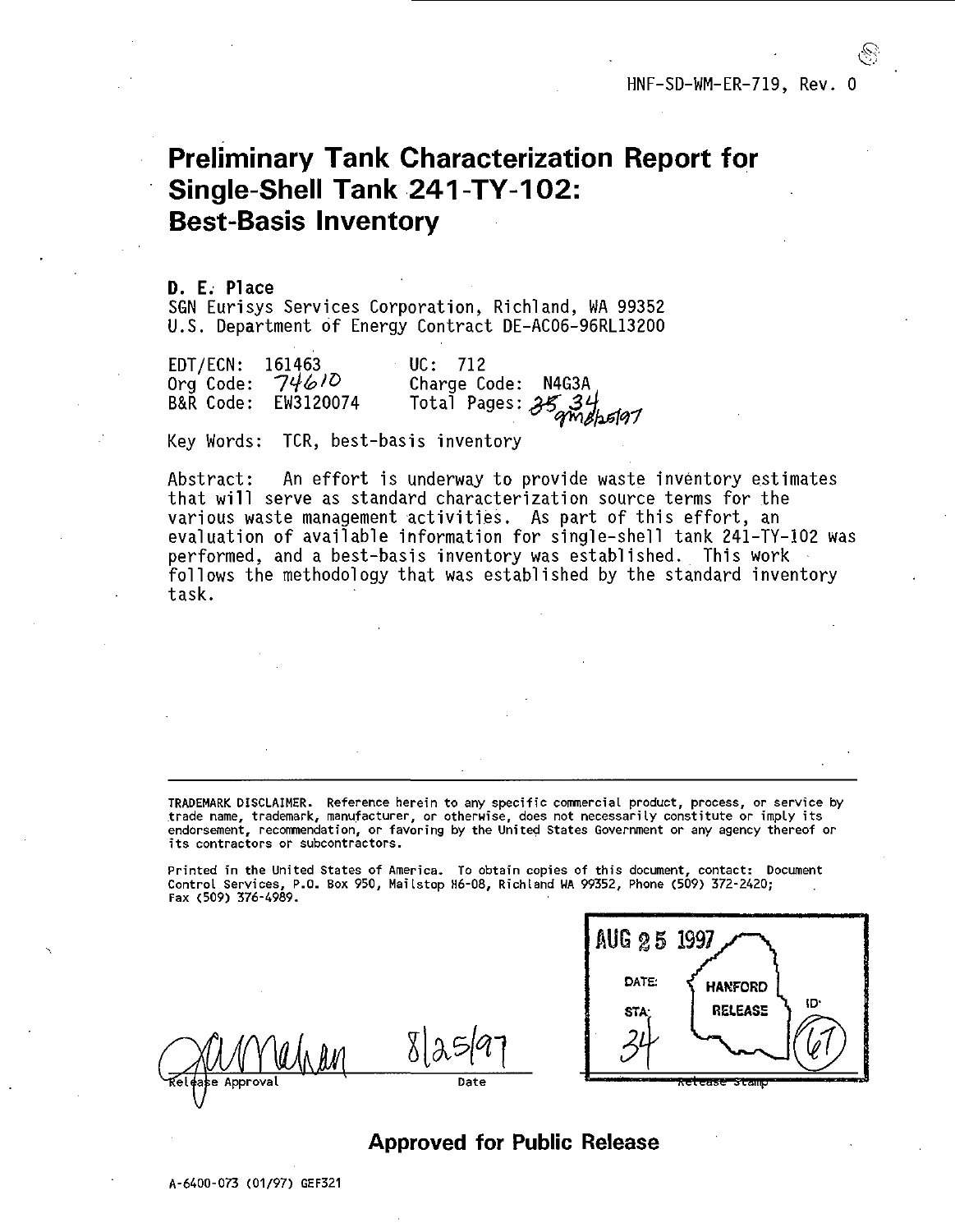HNF-SD-WM-ER-719, Rev. 0

# Preliminary Tank Characterization Report for Single-Shell Tank 241-TY-102: Best-Basis Inventory

**D. E. Place**
SGN Eurisys Services Corporation, Richland, WA 99352
U.S. Department of Energy Contract DE-AC06-96RL13200

EDT/ECN: 161463 UC: 712
Org Code: 74610 Charge Code: N4G3A
B&R Code: EW3120074 Total Pages: ~~35~~ 34

Key Words: TCR, best-basis inventory

Abstract: An effort is underway to provide waste inventory estimates that will serve as standard characterization source terms for the various waste management activities. As part of this effort, an evaluation of available information for single-shell tank 241-TY-102 was performed, and a best-basis inventory was established. This work follows the methodology that was established by the standard inventory task.

---

TRADEMARK DISCLAIMER. Reference herein to any specific commercial product, process, or service by trade name, trademark, manufacturer, or otherwise, does not necessarily constitute or imply its endorsement, recommendation, or favoring by the United States Government or any agency thereof or its contractors or subcontractors.

Printed in the United States of America. To obtain copies of this document, contact: Document Control Services, P.O. Box 950, Mailstop H6-08, Richland WA 99352, Phone (509) 372-2420; Fax (509) 376-4989.

Release Approval 8/25/97
Date

AUG 25 1997
DATE: HANFORD RELEASE
STA: 34 ID: 67
Release Stamp

**Approved for Public Release**

A-6400-073 (01/97) GEF321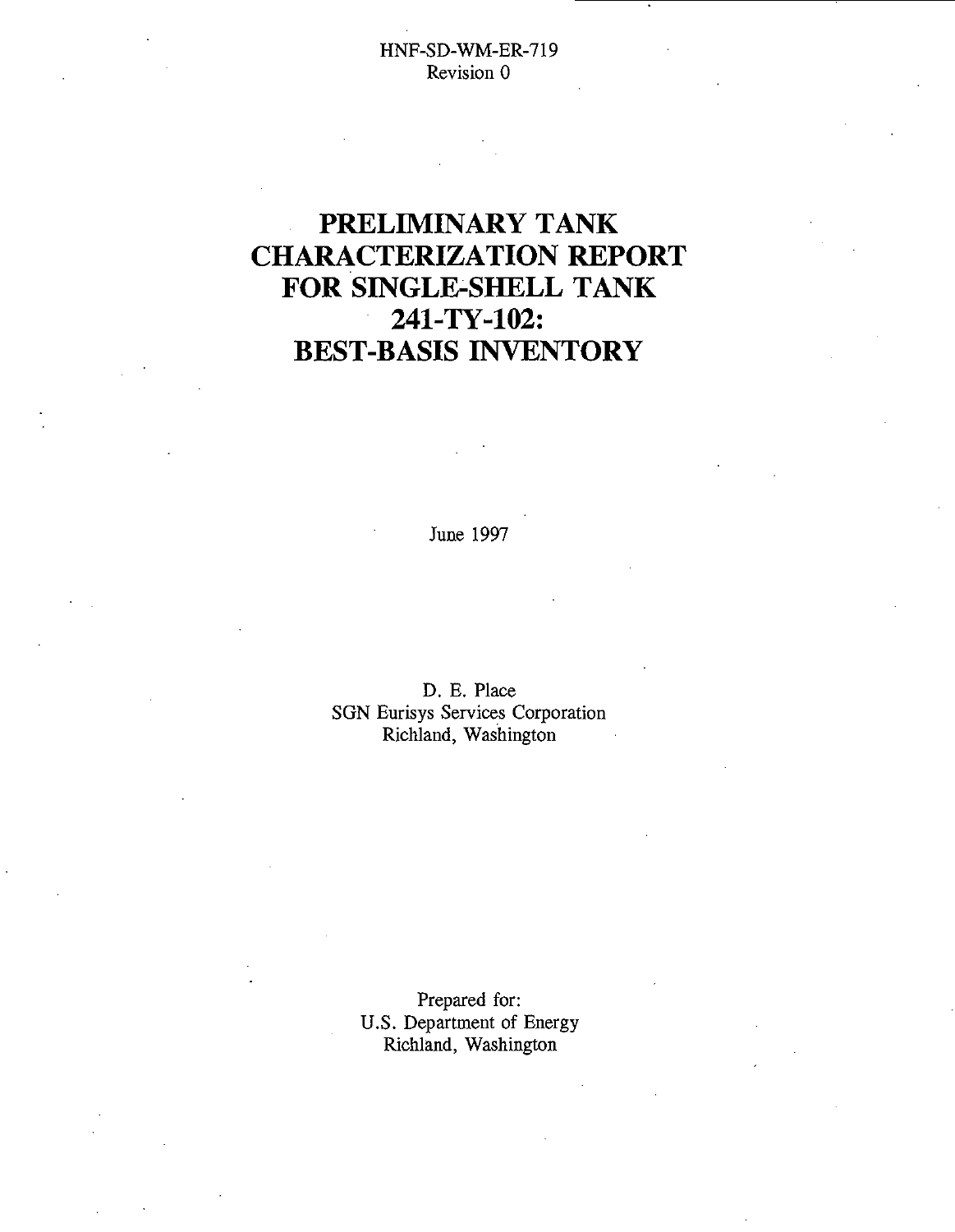HNF-SD-WM-ER-719
Revision 0

# PRELIMINARY TANK CHARACTERIZATION REPORT FOR SINGLE-SHELL TANK 241-TY-102: BEST-BASIS INVENTORY

June 1997

D. E. Place
SGN Eurisys Services Corporation
Richland, Washington

Prepared for:
U.S. Department of Energy
Richland, Washington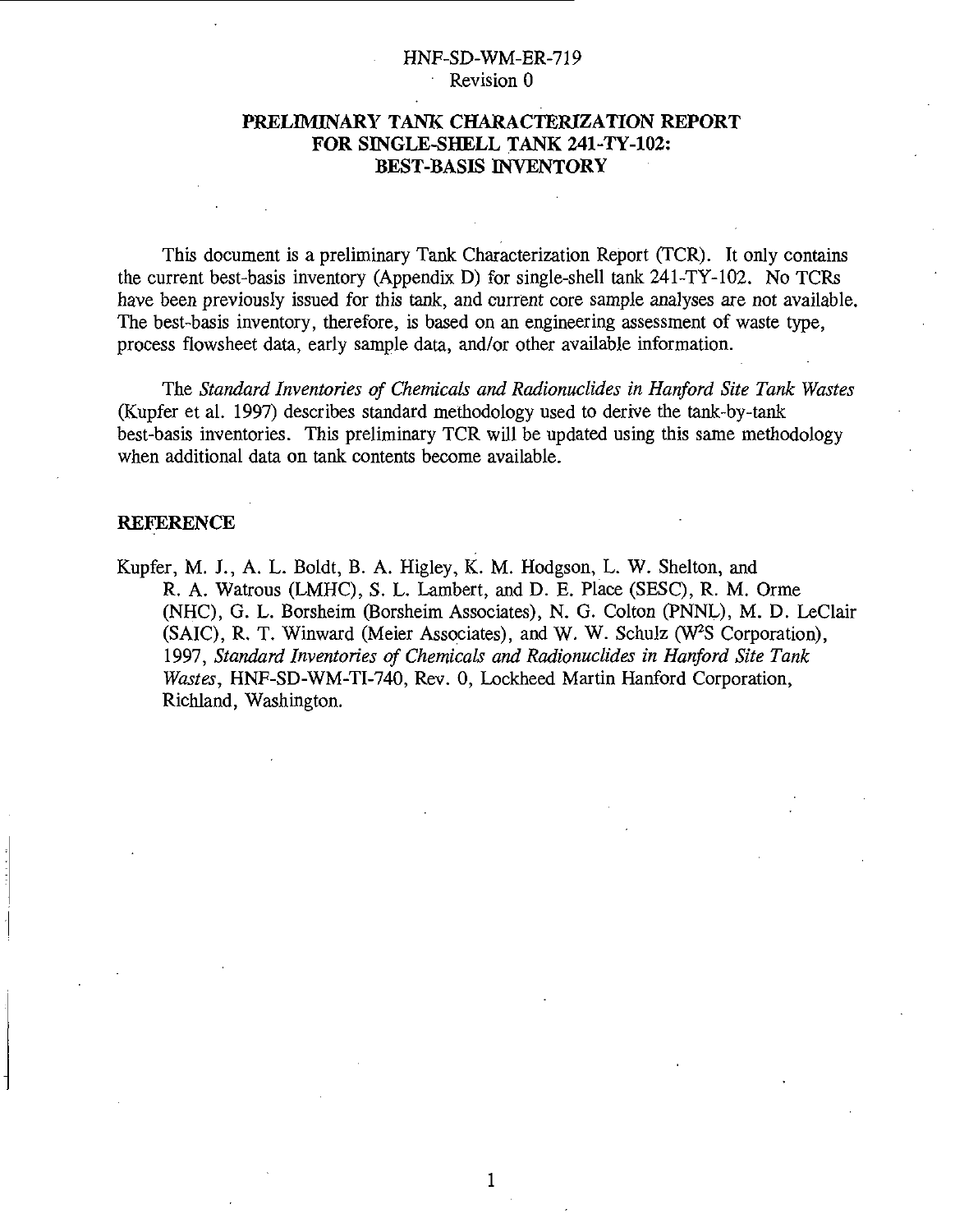HNF-SD-WM-ER-719
Revision 0

# PRELIMINARY TANK CHARACTERIZATION REPORT FOR SINGLE-SHELL TANK 241-TY-102: BEST-BASIS INVENTORY

This document is a preliminary Tank Characterization Report (TCR). It only contains the current best-basis inventory (Appendix D) for single-shell tank 241-TY-102. No TCRs have been previously issued for this tank, and current core sample analyses are not available. The best-basis inventory, therefore, is based on an engineering assessment of waste type, process flowsheet data, early sample data, and/or other available information.

The *Standard Inventories of Chemicals and Radionuclides in Hanford Site Tank Wastes* (Kupfer et al. 1997) describes standard methodology used to derive the tank-by-tank best-basis inventories. This preliminary TCR will be updated using this same methodology when additional data on tank contents become available.

## REFERENCE

Kupfer, M. J., A. L. Boldt, B. A. Higley, K. M. Hodgson, L. W. Shelton, and R. A. Watrous (LMHC), S. L. Lambert, and D. E. Place (SESC), R. M. Orme (NHC), G. L. Borsheim (Borsheim Associates), N. G. Colton (PNNL), M. D. LeClair (SAIC), R. T. Winward (Meier Associates), and W. W. Schulz ($W^2S$ Corporation), 1997, *Standard Inventories of Chemicals and Radionuclides in Hanford Site Tank Wastes*, HNF-SD-WM-TI-740, Rev. 0, Lockheed Martin Hanford Corporation, Richland, Washington.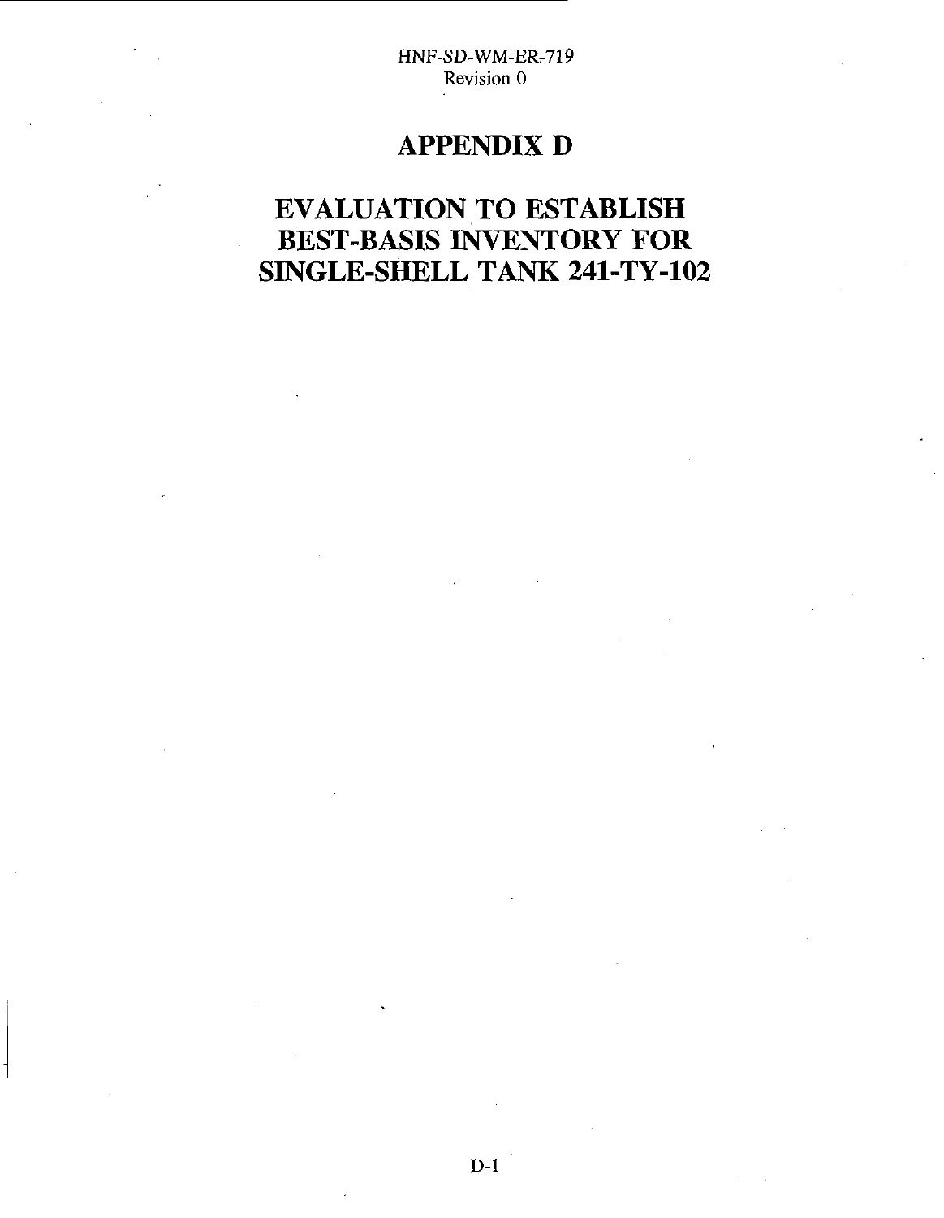# APPENDIX D

# EVALUATION TO ESTABLISH BEST-BASIS INVENTORY FOR SINGLE-SHELL TANK 241-TY-102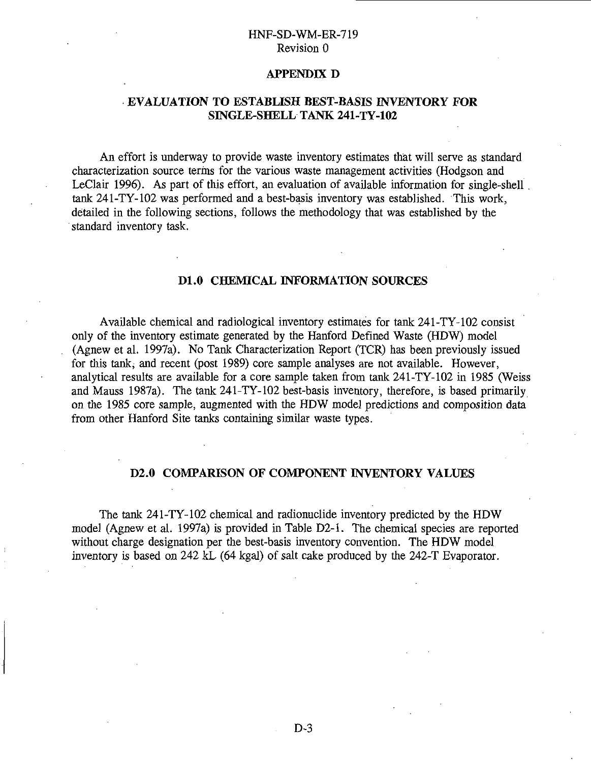## APPENDIX D

## EVALUATION TO ESTABLISH BEST-BASIS INVENTORY FOR SINGLE-SHELL TANK 241-TY-102

An effort is underway to provide waste inventory estimates that will serve as standard characterization source terms for the various waste management activities (Hodgson and LeClair 1996). As part of this effort, an evaluation of available information for single-shell tank 241-TY-102 was performed and a best-basis inventory was established. This work, detailed in the following sections, follows the methodology that was established by the standard inventory task.

### D1.0 CHEMICAL INFORMATION SOURCES

Available chemical and radiological inventory estimates for tank 241-TY-102 consist only of the inventory estimate generated by the Hanford Defined Waste (HDW) model (Agnew et al. 1997a). No Tank Characterization Report (TCR) has been previously issued for this tank, and recent (post 1989) core sample analyses are not available. However, analytical results are available for a core sample taken from tank 241-TY-102 in 1985 (Weiss and Mauss 1987a). The tank 241-TY-102 best-basis inventory, therefore, is based primarily on the 1985 core sample, augmented with the HDW model predictions and composition data from other Hanford Site tanks containing similar waste types.

### D2.0 COMPARISON OF COMPONENT INVENTORY VALUES

The tank 241-TY-102 chemical and radionuclide inventory predicted by the HDW model (Agnew et al. 1997a) is provided in Table D2-1. The chemical species are reported without charge designation per the best-basis inventory convention. The HDW model inventory is based on 242 kL (64 kgal) of salt cake produced by the 242-T Evaporator.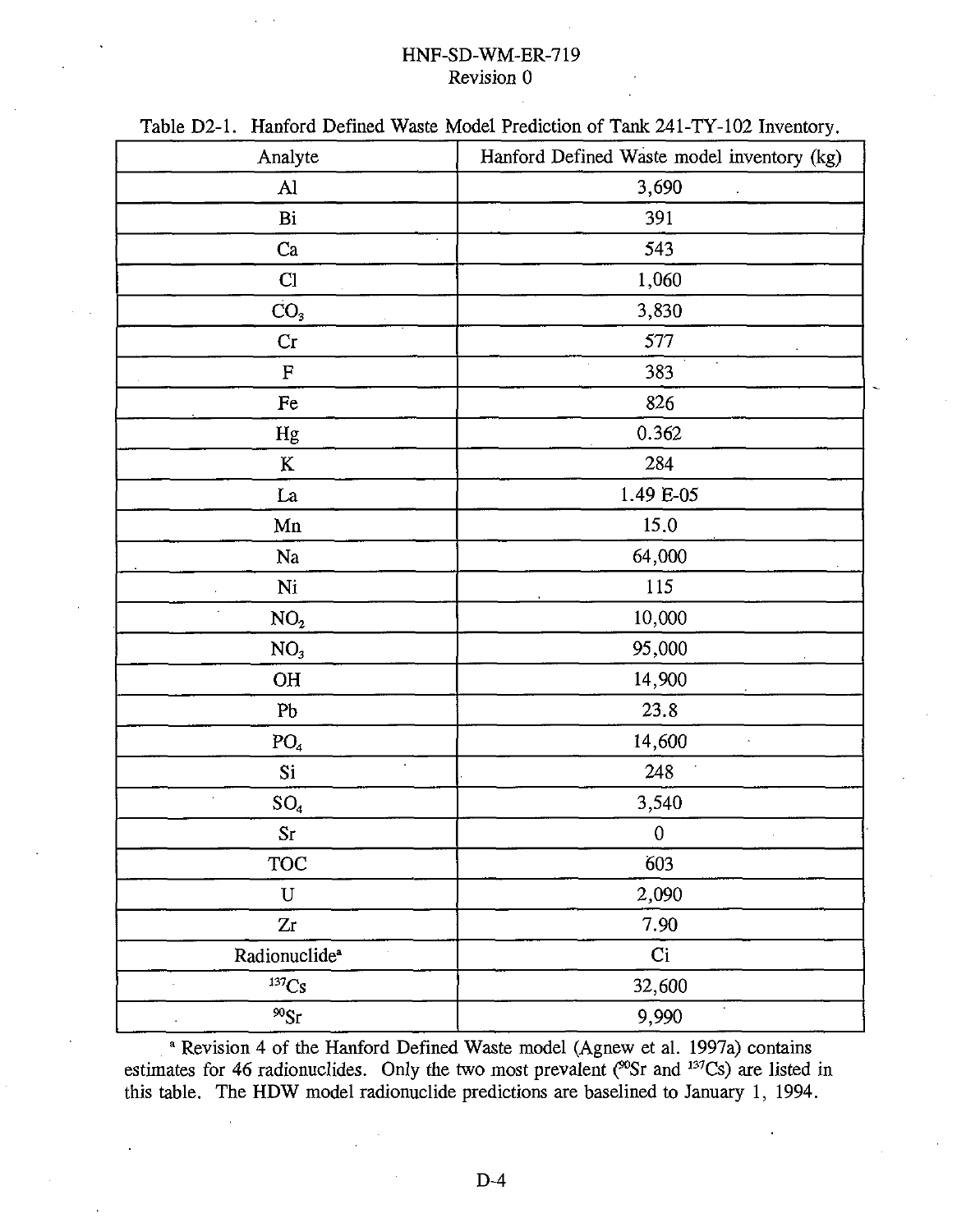Table D2-1. Hanford Defined Waste Model Prediction of Tank 241-TY-102 Inventory.

| Analyte | Hanford Defined Waste model inventory (kg) |
|---|---|
| Al | 3,690 |
| Bi | 391 |
| Ca | 543 |
| Cl | 1,060 |
| $CO_3$ | 3,830 |
| Cr | 577 |
| F | 383 |
| Fe | 826 |
| Hg | 0.362 |
| K | 284 |
| La | 1.49 E-05 |
| Mn | 15.0 |
| Na | 64,000 |
| Ni | 115 |
| $NO_2$ | 10,000 |
| $NO_3$ | 95,000 |
| OH | 14,900 |
| Pb | 23.8 |
| $PO_4$ | 14,600 |
| Si | 248 |
| $SO_4$ | 3,540 |
| Sr | 0 |
| TOC | 603 |
| U | 2,090 |
| Zr | 7.90 |
| Radionuclide[a] | Ci |
| $^{137}Cs$ | 32,600 |
| $^{90}Sr$ | 9,990 |

[a] Revision 4 of the Hanford Defined Waste model (Agnew et al. 1997a) contains estimates for 46 radionuclides. Only the two most prevalent ($^{90}Sr$ and $^{137}Cs$) are listed in this table. The HDW model radionuclide predictions are baselined to January 1, 1994.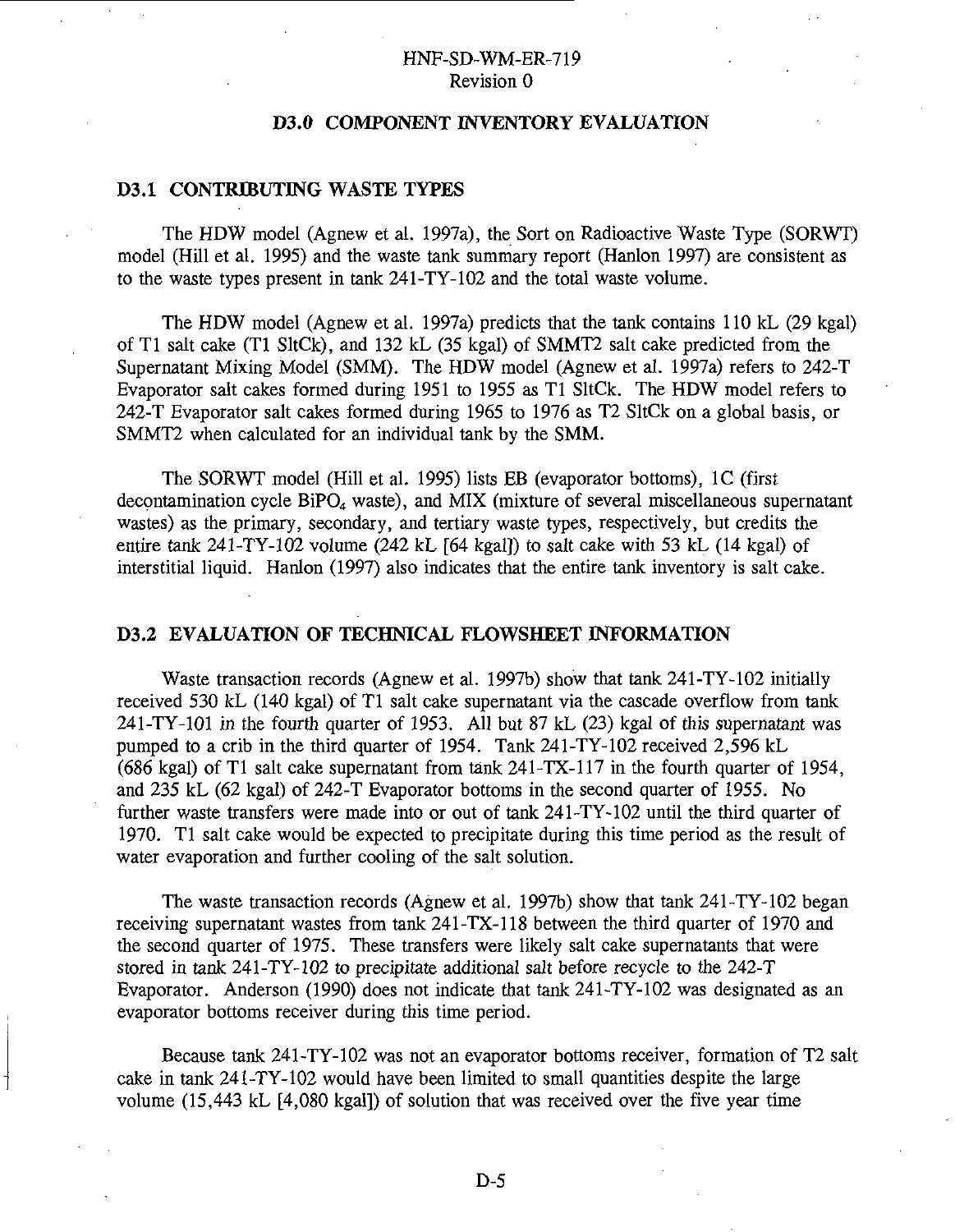## D3.0 COMPONENT INVENTORY EVALUATION

### D3.1 CONTRIBUTING WASTE TYPES

The HDW model (Agnew et al. 1997a), the Sort on Radioactive Waste Type (SORWT) model (Hill et al. 1995) and the waste tank summary report (Hanlon 1997) are consistent as to the waste types present in tank 241-TY-102 and the total waste volume.

The HDW model (Agnew et al. 1997a) predicts that the tank contains 110 kL (29 kgal) of T1 salt cake (T1 SltCk), and 132 kL (35 kgal) of SMMT2 salt cake predicted from the Supernatant Mixing Model (SMM). The HDW model (Agnew et al. 1997a) refers to 242-T Evaporator salt cakes formed during 1951 to 1955 as T1 SltCk. The HDW model refers to 242-T Evaporator salt cakes formed during 1965 to 1976 as T2 SltCk on a global basis, or SMMT2 when calculated for an individual tank by the SMM.

The SORWT model (Hill et al. 1995) lists EB (evaporator bottoms), 1C (first decontamination cycle $BiPO_4$ waste), and MIX (mixture of several miscellaneous supernatant wastes) as the primary, secondary, and tertiary waste types, respectively, but credits the entire tank 241-TY-102 volume (242 kL [64 kgal]) to salt cake with 53 kL (14 kgal) of interstitial liquid. Hanlon (1997) also indicates that the entire tank inventory is salt cake.

### D3.2 EVALUATION OF TECHNICAL FLOWSHEET INFORMATION

Waste transaction records (Agnew et al. 1997b) show that tank 241-TY-102 initially received 530 kL (140 kgal) of T1 salt cake supernatant via the cascade overflow from tank 241-TY-101 in the fourth quarter of 1953. All but 87 kL (23) kgal of this supernatant was pumped to a crib in the third quarter of 1954. Tank 241-TY-102 received 2,596 kL (686 kgal) of T1 salt cake supernatant from tank 241-TX-117 in the fourth quarter of 1954, and 235 kL (62 kgal) of 242-T Evaporator bottoms in the second quarter of 1955. No further waste transfers were made into or out of tank 241-TY-102 until the third quarter of 1970. T1 salt cake would be expected to precipitate during this time period as the result of water evaporation and further cooling of the salt solution.

The waste transaction records (Agnew et al. 1997b) show that tank 241-TY-102 began receiving supernatant wastes from tank 241-TX-118 between the third quarter of 1970 and the second quarter of 1975. These transfers were likely salt cake supernatants that were stored in tank 241-TY-102 to precipitate additional salt before recycle to the 242-T Evaporator. Anderson (1990) does not indicate that tank 241-TY-102 was designated as an evaporator bottoms receiver during this time period.

Because tank 241-TY-102 was not an evaporator bottoms receiver, formation of T2 salt cake in tank 241-TY-102 would have been limited to small quantities despite the large volume (15,443 kL [4,080 kgal]) of solution that was received over the five year time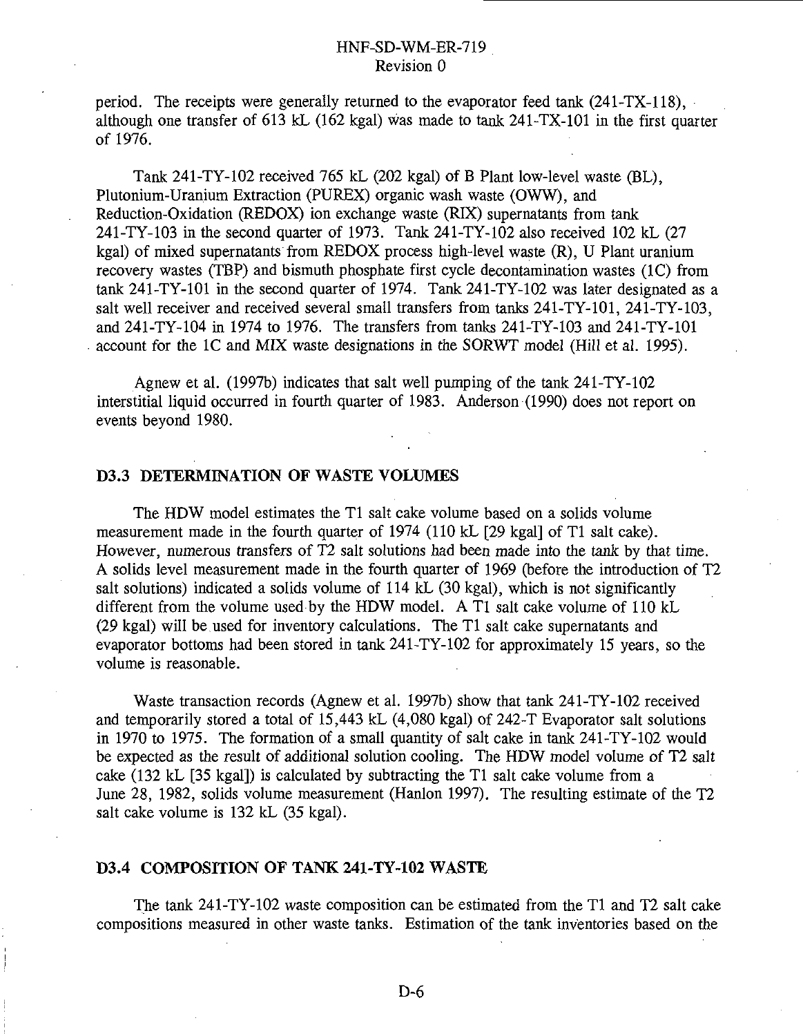period. The receipts were generally returned to the evaporator feed tank (241-TX-118), although one transfer of 613 kL (162 kgal) was made to tank 241-TX-101 in the first quarter of 1976.

Tank 241-TY-102 received 765 kL (202 kgal) of B Plant low-level waste (BL), Plutonium-Uranium Extraction (PUREX) organic wash waste (OWW), and Reduction-Oxidation (REDOX) ion exchange waste (RIX) supernatants from tank 241-TY-103 in the second quarter of 1973. Tank 241-TY-102 also received 102 kL (27 kgal) of mixed supernatants from REDOX process high-level waste (R), U Plant uranium recovery wastes (TBP) and bismuth phosphate first cycle decontamination wastes (1C) from tank 241-TY-101 in the second quarter of 1974. Tank 241-TY-102 was later designated as a salt well receiver and received several small transfers from tanks 241-TY-101, 241-TY-103, and 241-TY-104 in 1974 to 1976. The transfers from tanks 241-TY-103 and 241-TY-101 account for the 1C and MIX waste designations in the SORWT model (Hill et al. 1995).

Agnew et al. (1997b) indicates that salt well pumping of the tank 241-TY-102 interstitial liquid occurred in fourth quarter of 1983. Anderson (1990) does not report on events beyond 1980.

## D3.3 DETERMINATION OF WASTE VOLUMES

The HDW model estimates the T1 salt cake volume based on a solids volume measurement made in the fourth quarter of 1974 (110 kL [29 kgal] of T1 salt cake). However, numerous transfers of T2 salt solutions had been made into the tank by that time. A solids level measurement made in the fourth quarter of 1969 (before the introduction of T2 salt solutions) indicated a solids volume of 114 kL (30 kgal), which is not significantly different from the volume used by the HDW model. A T1 salt cake volume of 110 kL (29 kgal) will be used for inventory calculations. The T1 salt cake supernatants and evaporator bottoms had been stored in tank 241-TY-102 for approximately 15 years, so the volume is reasonable.

Waste transaction records (Agnew et al. 1997b) show that tank 241-TY-102 received and temporarily stored a total of 15,443 kL (4,080 kgal) of 242-T Evaporator salt solutions in 1970 to 1975. The formation of a small quantity of salt cake in tank 241-TY-102 would be expected as the result of additional solution cooling. The HDW model volume of T2 salt cake (132 kL [35 kgal]) is calculated by subtracting the T1 salt cake volume from a June 28, 1982, solids volume measurement (Hanlon 1997). The resulting estimate of the T2 salt cake volume is 132 kL (35 kgal).

## D3.4 COMPOSITION OF TANK 241-TY-102 WASTE

The tank 241-TY-102 waste composition can be estimated from the T1 and T2 salt cake compositions measured in other waste tanks. Estimation of the tank inventories based on the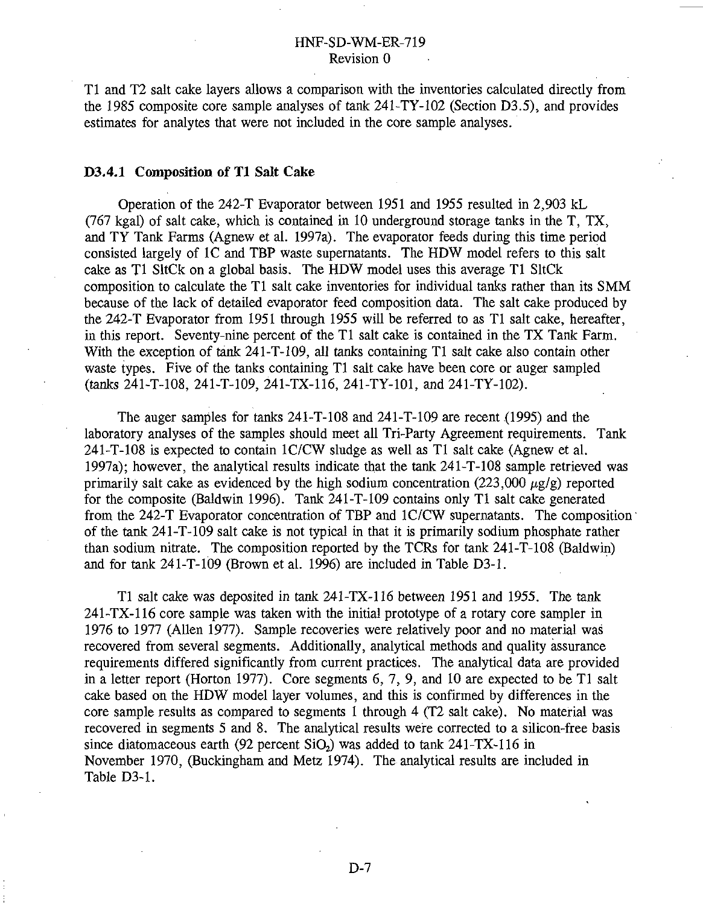T1 and T2 salt cake layers allows a comparison with the inventories calculated directly from the 1985 composite core sample analyses of tank 241-TY-102 (Section D3.5), and provides estimates for analytes that were not included in the core sample analyses.

### D3.4.1 Composition of T1 Salt Cake

Operation of the 242-T Evaporator between 1951 and 1955 resulted in 2,903 kL (767 kgal) of salt cake, which is contained in 10 underground storage tanks in the T, TX, and TY Tank Farms (Agnew et al. 1997a). The evaporator feeds during this time period consisted largely of 1C and TBP waste supernatants. The HDW model refers to this salt cake as T1 SltCk on a global basis. The HDW model uses this average T1 SltCk composition to calculate the T1 salt cake inventories for individual tanks rather than its SMM because of the lack of detailed evaporator feed composition data. The salt cake produced by the 242-T Evaporator from 1951 through 1955 will be referred to as T1 salt cake, hereafter, in this report. Seventy-nine percent of the T1 salt cake is contained in the TX Tank Farm. With the exception of tank 241-T-109, all tanks containing T1 salt cake also contain other waste types. Five of the tanks containing T1 salt cake have been core or auger sampled (tanks 241-T-108, 241-T-109, 241-TX-116, 241-TY-101, and 241-TY-102).

The auger samples for tanks 241-T-108 and 241-T-109 are recent (1995) and the laboratory analyses of the samples should meet all Tri-Party Agreement requirements. Tank 241-T-108 is expected to contain 1C/CW sludge as well as T1 salt cake (Agnew et al. 1997a); however, the analytical results indicate that the tank 241-T-108 sample retrieved was primarily salt cake as evidenced by the high sodium concentration (223,000 $\mu$g/g) reported for the composite (Baldwin 1996). Tank 241-T-109 contains only T1 salt cake generated from the 242-T Evaporator concentration of TBP and 1C/CW supernatants. The composition of the tank 241-T-109 salt cake is not typical in that it is primarily sodium phosphate rather than sodium nitrate. The composition reported by the TCRs for tank 241-T-108 (Baldwin) and for tank 241-T-109 (Brown et al. 1996) are included in Table D3-1.

T1 salt cake was deposited in tank 241-TX-116 between 1951 and 1955. The tank 241-TX-116 core sample was taken with the initial prototype of a rotary core sampler in 1976 to 1977 (Allen 1977). Sample recoveries were relatively poor and no material was recovered from several segments. Additionally, analytical methods and quality assurance requirements differed significantly from current practices. The analytical data are provided in a letter report (Horton 1977). Core segments 6, 7, 9, and 10 are expected to be T1 salt cake based on the HDW model layer volumes, and this is confirmed by differences in the core sample results as compared to segments 1 through 4 (T2 salt cake). No material was recovered in segments 5 and 8. The analytical results were corrected to a silicon-free basis since diatomaceous earth (92 percent $SiO_2$) was added to tank 241-TX-116 in November 1970, (Buckingham and Metz 1974). The analytical results are included in Table D3-1.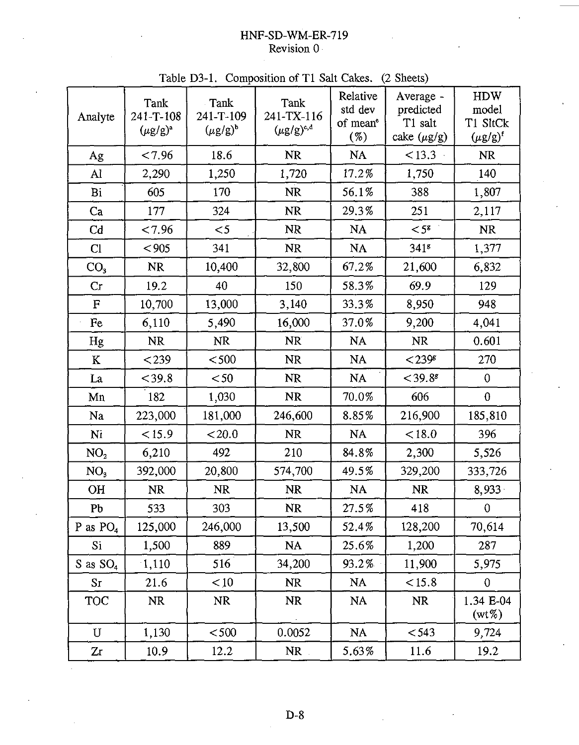Table D3-1. Composition of T1 Salt Cakes. (2 Sheets)

| Analyte | Tank 241-T-108 (μg/g)[a] | Tank 241-T-109 (μg/g)[b] | Tank 241-TX-116 (μg/g)[c,d] | Relative std dev of mean[e] (%) | Average - predicted T1 salt cake (μg/g) | HDW model T1 SltCk (μg/g)[f] |
|---|---|---|---|---|---|---|
| Ag | <7.96 | 18.6 | NR | NA | <13.3 | NR |
| Al | 2,290 | 1,250 | 1,720 | 17.2% | 1,750 | 140 |
| Bi | 605 | 170 | NR | 56.1% | 388 | 1,807 |
| Ca | 177 | 324 | NR | 29.3% | 251 | 2,117 |
| Cd | <7.96 | <5 | NR | NA | <5[g] | NR |
| Cl | <905 | 341 | NR | NA | 341[g] | 1,377 |
| $CO_3$ | NR | 10,400 | 32,800 | 67.2% | 21,600 | 6,832 |
| Cr | 19.2 | 40 | 150 | 58.3% | 69.9 | 129 |
| F | 10,700 | 13,000 | 3,140 | 33.3% | 8,950 | 948 |
| Fe | 6,110 | 5,490 | 16,000 | 37.0% | 9,200 | 4,041 |
| Hg | NR | NR | NR | NA | NR | 0.601 |
| K | <239 | <500 | NR | NA | <239[g] | 270 |
| La | <39.8 | <50 | NR | NA | <39.8[g] | 0 |
| Mn | 182 | 1,030 | NR | 70.0% | 606 | 0 |
| Na | 223,000 | 181,000 | 246,600 | 8.85% | 216,900 | 185,810 |
| Ni | <15.9 | <20.0 | NR | NA | <18.0 | 396 |
| $NO_2$ | 6,210 | 492 | 210 | 84.8% | 2,300 | 5,526 |
| $NO_3$ | 392,000 | 20,800 | 574,700 | 49.5% | 329,200 | 333,726 |
| OH | NR | NR | NR | NA | NR | 8,933 |
| Pb | 533 | 303 | NR | 27.5% | 418 | 0 |
| P as $PO_4$ | 125,000 | 246,000 | 13,500 | 52.4% | 128,200 | 70,614 |
| Si | 1,500 | 889 | NA | 25.6% | 1,200 | 287 |
| S as $SO_4$ | 1,110 | 516 | 34,200 | 93.2% | 11,900 | 5,975 |
| Sr | 21.6 | <10 | NR | NA | <15.8 | 0 |
| TOC | NR | NR | NR | NA | NR | 1.34 E-04 (wt%) |
| U | 1,130 | <500 | 0.0052 | NA | <543 | 9,724 |
| Zr | 10.9 | 12.2 | NR | 5.63% | 11.6 | 19.2 |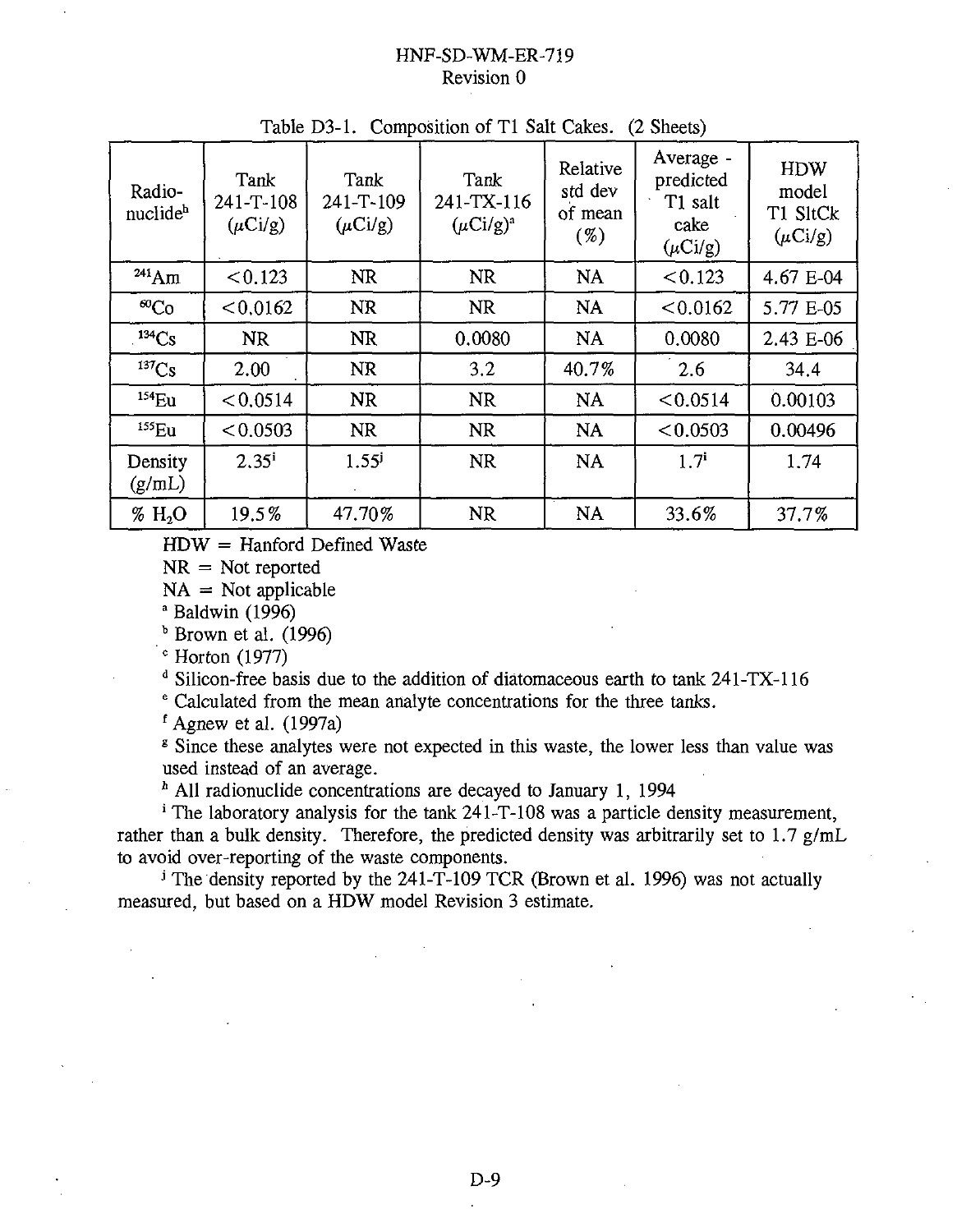Table D3-1. Composition of T1 Salt Cakes. (2 Sheets)

| Radio-nuclide[h] | Tank 241-T-108 (μCi/g) | Tank 241-T-109 (μCi/g) | Tank 241-TX-116 (μCi/g)[a] | Relative std dev of mean (%) | Average - predicted T1 salt cake (μCi/g) | HDW model T1 SltCk (μCi/g) |
|---|---|---|---|---|---|---|
| $^{241}$Am | <0.123 | NR | NR | NA | <0.123 | 4.67 E-04 |
| $^{60}$Co | <0.0162 | NR | NR | NA | <0.0162 | 5.77 E-05 |
| $^{134}$Cs | NR | NR | 0.0080 | NA | 0.0080 | 2.43 E-06 |
| $^{137}$Cs | 2.00 | NR | 3.2 | 40.7% | 2.6 | 34.4 |
| $^{154}$Eu | <0.0514 | NR | NR | NA | <0.0514 | 0.00103 |
| $^{155}$Eu | <0.0503 | NR | NR | NA | <0.0503 | 0.00496 |
| Density (g/mL) | 2.35[i] | 1.55[j] | NR | NA | 1.7[i] | 1.74 |
| % $H_2O$ | 19.5% | 47.70% | NR | NA | 33.6% | 37.7% |

HDW = Hanford Defined Waste

NR = Not reported

NA = Not applicable

[a] Baldwin (1996)

[b] Brown et al. (1996)

[c] Horton (1977)

[d] Silicon-free basis due to the addition of diatomaceous earth to tank 241-TX-116

[e] Calculated from the mean analyte concentrations for the three tanks.

[f] Agnew et al. (1997a)

[g] Since these analytes were not expected in this waste, the lower less than value was used instead of an average.

[h] All radionuclide concentrations are decayed to January 1, 1994

[i] The laboratory analysis for the tank 241-T-108 was a particle density measurement, rather than a bulk density. Therefore, the predicted density was arbitrarily set to 1.7 g/mL to avoid over-reporting of the waste components.

[j] The density reported by the 241-T-109 TCR (Brown et al. 1996) was not actually measured, but based on a HDW model Revision 3 estimate.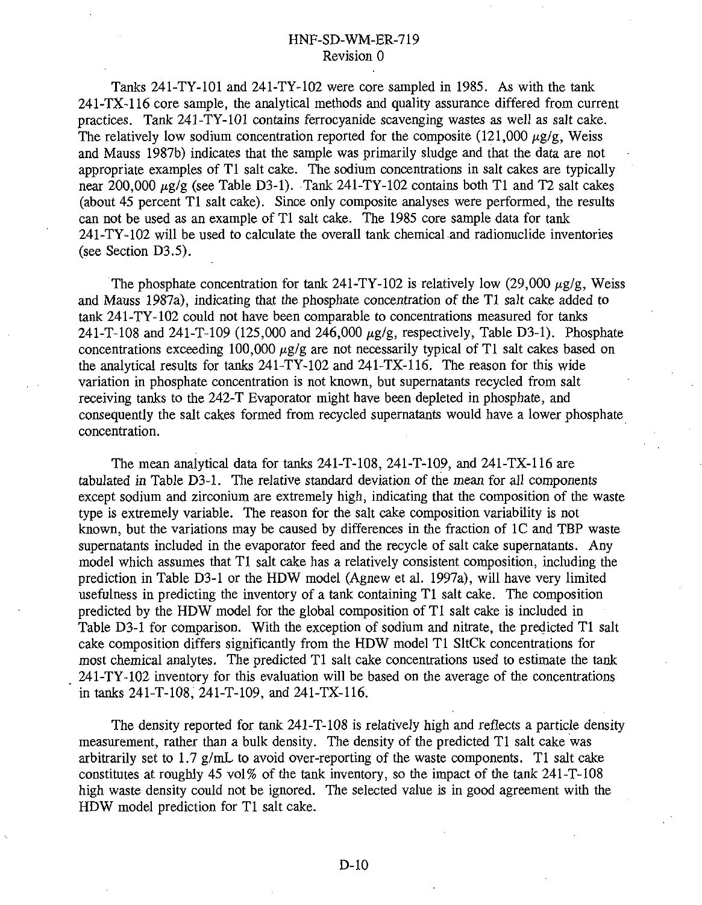Tanks 241-TY-101 and 241-TY-102 were core sampled in 1985. As with the tank 241-TX-116 core sample, the analytical methods and quality assurance differed from current practices. Tank 241-TY-101 contains ferrocyanide scavenging wastes as well as salt cake. The relatively low sodium concentration reported for the composite (121,000 $\mu$g/g, Weiss and Mauss 1987b) indicates that the sample was primarily sludge and that the data are not appropriate examples of T1 salt cake. The sodium concentrations in salt cakes are typically near 200,000 $\mu$g/g (see Table D3-1). Tank 241-TY-102 contains both T1 and T2 salt cakes (about 45 percent T1 salt cake). Since only composite analyses were performed, the results can not be used as an example of T1 salt cake. The 1985 core sample data for tank 241-TY-102 will be used to calculate the overall tank chemical and radionuclide inventories (see Section D3.5).

The phosphate concentration for tank 241-TY-102 is relatively low (29,000 $\mu$g/g, Weiss and Mauss 1987a), indicating that the phosphate concentration of the T1 salt cake added to tank 241-TY-102 could not have been comparable to concentrations measured for tanks 241-T-108 and 241-T-109 (125,000 and 246,000 $\mu$g/g, respectively, Table D3-1). Phosphate concentrations exceeding 100,000 $\mu$g/g are not necessarily typical of T1 salt cakes based on the analytical results for tanks 241-TY-102 and 241-TX-116. The reason for this wide variation in phosphate concentration is not known, but supernatants recycled from salt receiving tanks to the 242-T Evaporator might have been depleted in phosphate, and consequently the salt cakes formed from recycled supernatants would have a lower phosphate concentration.

The mean analytical data for tanks 241-T-108, 241-T-109, and 241-TX-116 are tabulated in Table D3-1. The relative standard deviation of the mean for all components except sodium and zirconium are extremely high, indicating that the composition of the waste type is extremely variable. The reason for the salt cake composition variability is not known, but the variations may be caused by differences in the fraction of 1C and TBP waste supernatants included in the evaporator feed and the recycle of salt cake supernatants. Any model which assumes that T1 salt cake has a relatively consistent composition, including the prediction in Table D3-1 or the HDW model (Agnew et al. 1997a), will have very limited usefulness in predicting the inventory of a tank containing T1 salt cake. The composition predicted by the HDW model for the global composition of T1 salt cake is included in Table D3-1 for comparison. With the exception of sodium and nitrate, the predicted T1 salt cake composition differs significantly from the HDW model T1 SltCk concentrations for most chemical analytes. The predicted T1 salt cake concentrations used to estimate the tank 241-TY-102 inventory for this evaluation will be based on the average of the concentrations in tanks 241-T-108, 241-T-109, and 241-TX-116.

The density reported for tank 241-T-108 is relatively high and reflects a particle density measurement, rather than a bulk density. The density of the predicted T1 salt cake was arbitrarily set to 1.7 g/mL to avoid over-reporting of the waste components. T1 salt cake constitutes at roughly 45 vol% of the tank inventory, so the impact of the tank 241-T-108 high waste density could not be ignored. The selected value is in good agreement with the HDW model prediction for T1 salt cake.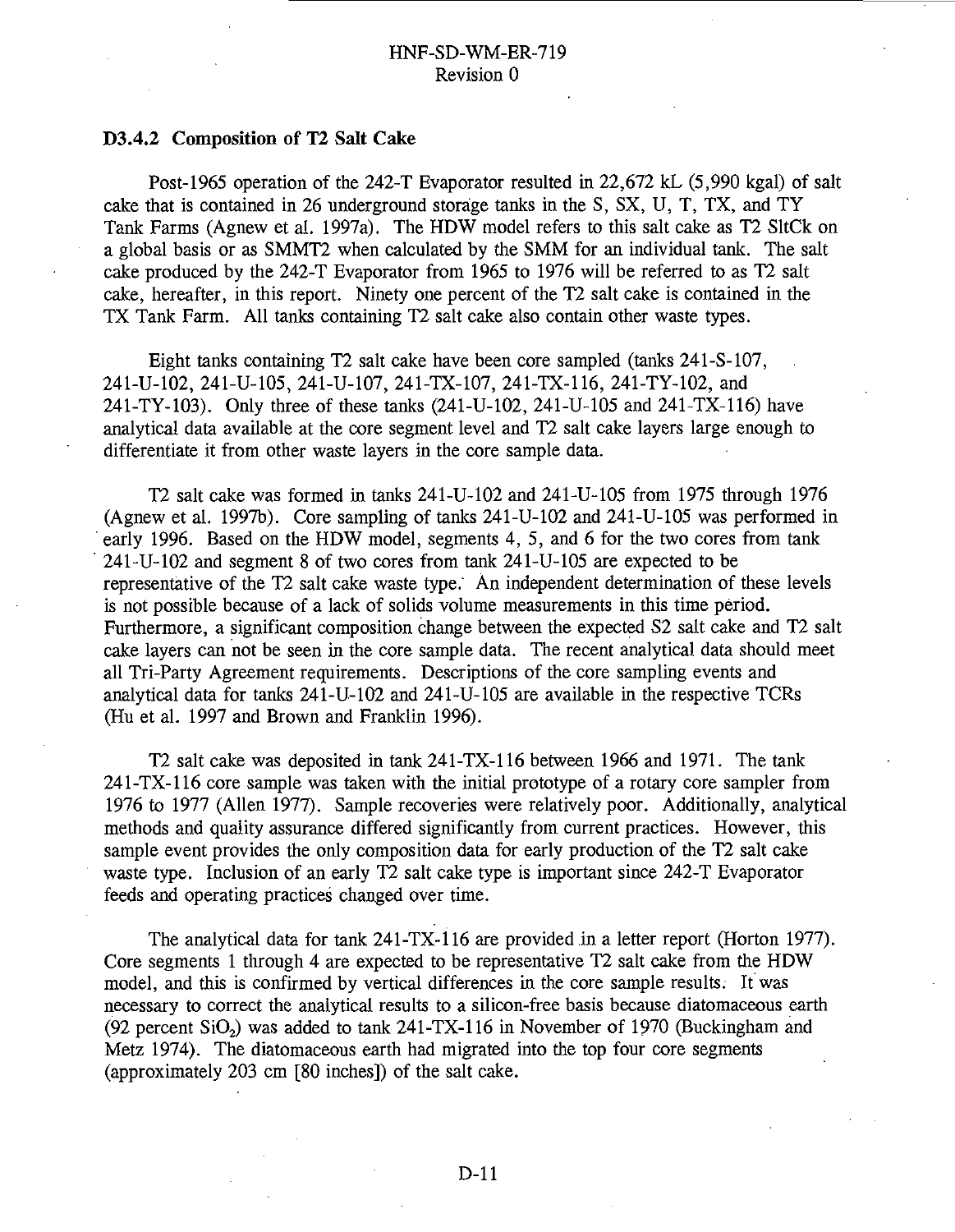### D3.4.2 Composition of T2 Salt Cake

Post-1965 operation of the 242-T Evaporator resulted in 22,672 kL (5,990 kgal) of salt cake that is contained in 26 underground storage tanks in the S, SX, U, T, TX, and TY Tank Farms (Agnew et al. 1997a). The HDW model refers to this salt cake as T2 SltCk on a global basis or as SMMT2 when calculated by the SMM for an individual tank. The salt cake produced by the 242-T Evaporator from 1965 to 1976 will be referred to as T2 salt cake, hereafter, in this report. Ninety one percent of the T2 salt cake is contained in the TX Tank Farm. All tanks containing T2 salt cake also contain other waste types.

Eight tanks containing T2 salt cake have been core sampled (tanks 241-S-107, 241-U-102, 241-U-105, 241-U-107, 241-TX-107, 241-TX-116, 241-TY-102, and 241-TY-103). Only three of these tanks (241-U-102, 241-U-105 and 241-TX-116) have analytical data available at the core segment level and T2 salt cake layers large enough to differentiate it from other waste layers in the core sample data.

T2 salt cake was formed in tanks 241-U-102 and 241-U-105 from 1975 through 1976 (Agnew et al. 1997b). Core sampling of tanks 241-U-102 and 241-U-105 was performed in early 1996. Based on the HDW model, segments 4, 5, and 6 for the two cores from tank 241-U-102 and segment 8 of two cores from tank 241-U-105 are expected to be representative of the T2 salt cake waste type. An independent determination of these levels is not possible because of a lack of solids volume measurements in this time period. Furthermore, a significant composition change between the expected S2 salt cake and T2 salt cake layers can not be seen in the core sample data. The recent analytical data should meet all Tri-Party Agreement requirements. Descriptions of the core sampling events and analytical data for tanks 241-U-102 and 241-U-105 are available in the respective TCRs (Hu et al. 1997 and Brown and Franklin 1996).

T2 salt cake was deposited in tank 241-TX-116 between 1966 and 1971. The tank 241-TX-116 core sample was taken with the initial prototype of a rotary core sampler from 1976 to 1977 (Allen 1977). Sample recoveries were relatively poor. Additionally, analytical methods and quality assurance differed significantly from current practices. However, this sample event provides the only composition data for early production of the T2 salt cake waste type. Inclusion of an early T2 salt cake type is important since 242-T Evaporator feeds and operating practices changed over time.

The analytical data for tank 241-TX-116 are provided in a letter report (Horton 1977). Core segments 1 through 4 are expected to be representative T2 salt cake from the HDW model, and this is confirmed by vertical differences in the core sample results. It was necessary to correct the analytical results to a silicon-free basis because diatomaceous earth (92 percent $SiO_2$) was added to tank 241-TX-116 in November of 1970 (Buckingham and Metz 1974). The diatomaceous earth had migrated into the top four core segments (approximately 203 cm [80 inches]) of the salt cake.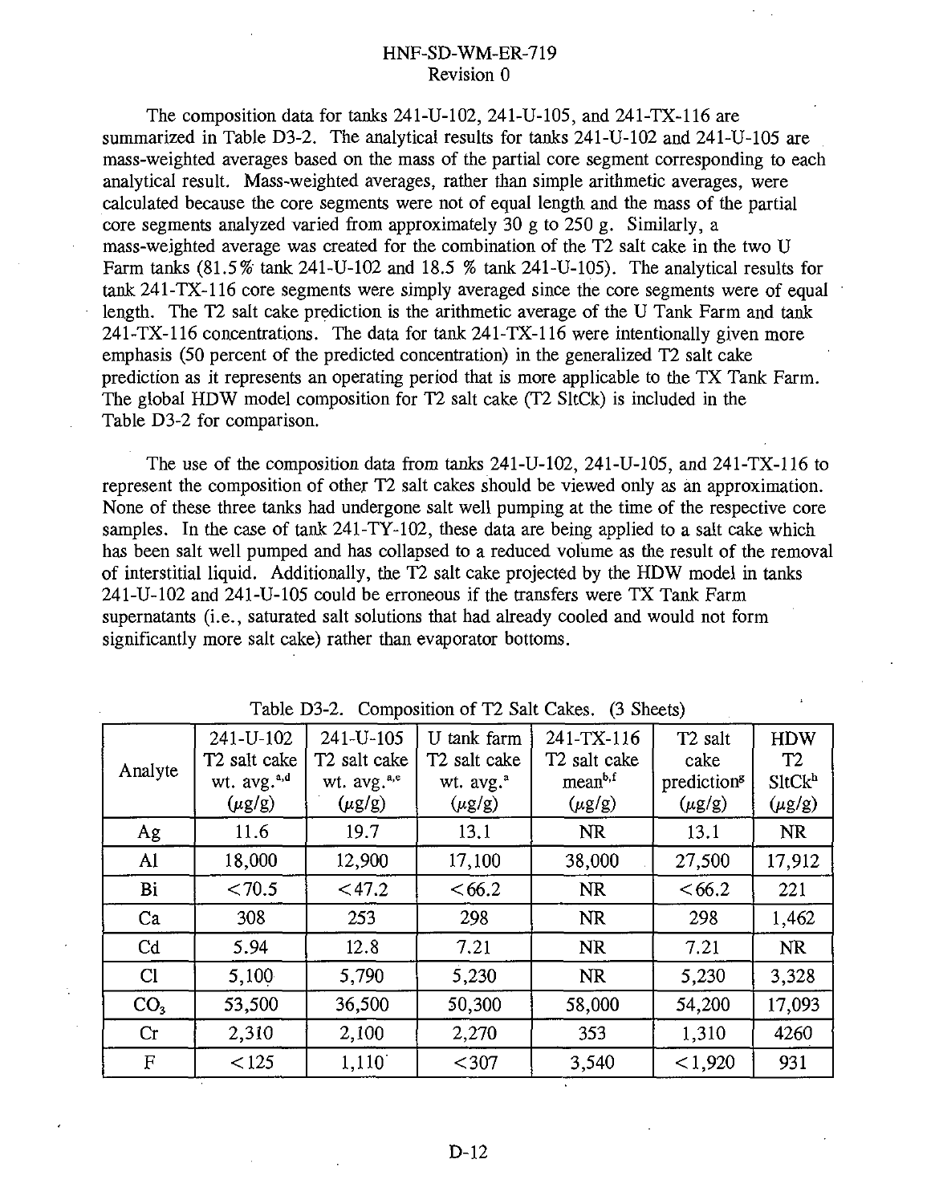The composition data for tanks 241-U-102, 241-U-105, and 241-TX-116 are summarized in Table D3-2. The analytical results for tanks 241-U-102 and 241-U-105 are mass-weighted averages based on the mass of the partial core segment corresponding to each analytical result. Mass-weighted averages, rather than simple arithmetic averages, were calculated because the core segments were not of equal length and the mass of the partial core segments analyzed varied from approximately 30 g to 250 g. Similarly, a mass-weighted average was created for the combination of the T2 salt cake in the two U Farm tanks (81.5% tank 241-U-102 and 18.5 % tank 241-U-105). The analytical results for tank 241-TX-116 core segments were simply averaged since the core segments were of equal length. The T2 salt cake prediction is the arithmetic average of the U Tank Farm and tank 241-TX-116 concentrations. The data for tank 241-TX-116 were intentionally given more emphasis (50 percent of the predicted concentration) in the generalized T2 salt cake prediction as it represents an operating period that is more applicable to the TX Tank Farm. The global HDW model composition for T2 salt cake (T2 SltCk) is included in the Table D3-2 for comparison.

The use of the composition data from tanks 241-U-102, 241-U-105, and 241-TX-116 to represent the composition of other T2 salt cakes should be viewed only as an approximation. None of these three tanks had undergone salt well pumping at the time of the respective core samples. In the case of tank 241-TY-102, these data are being applied to a salt cake which has been salt well pumped and has collapsed to a reduced volume as the result of the removal of interstitial liquid. Additionally, the T2 salt cake projected by the HDW model in tanks 241-U-102 and 241-U-105 could be erroneous if the transfers were TX Tank Farm supernatants (i.e., saturated salt solutions that had already cooled and would not form significantly more salt cake) rather than evaporator bottoms.

Table D3-2. Composition of T2 Salt Cakes. (3 Sheets)

| Analyte | 241-U-102 T2 salt cake wt. avg.[a,d] ($\mu$g/g) | 241-U-105 T2 salt cake wt. avg.[a,e] ($\mu$g/g) | U tank farm T2 salt cake wt. avg.[a] ($\mu$g/g) | 241-TX-116 T2 salt cake mean[b,f] ($\mu$g/g) | T2 salt cake prediction[g] ($\mu$g/g) | HDW T2 SltCk[h] ($\mu$g/g) |
|---|---|---|---|---|---|---|
| Ag | 11.6 | 19.7 | 13.1 | NR | 13.1 | NR |
| Al | 18,000 | 12,900 | 17,100 | 38,000 | 27,500 | 17,912 |
| Bi | <70.5 | <47.2 | <66.2 | NR | <66.2 | 221 |
| Ca | 308 | 253 | 298 | NR | 298 | 1,462 |
| Cd | 5.94 | 12.8 | 7.21 | NR | 7.21 | NR |
| Cl | 5,100 | 5,790 | 5,230 | NR | 5,230 | 3,328 |
| $CO_3$ | 53,500 | 36,500 | 50,300 | 58,000 | 54,200 | 17,093 |
| Cr | 2,310 | 2,100 | 2,270 | 353 | 1,310 | 4260 |
| F | <125 | 1,110 | <307 | 3,540 | <1,920 | 931 |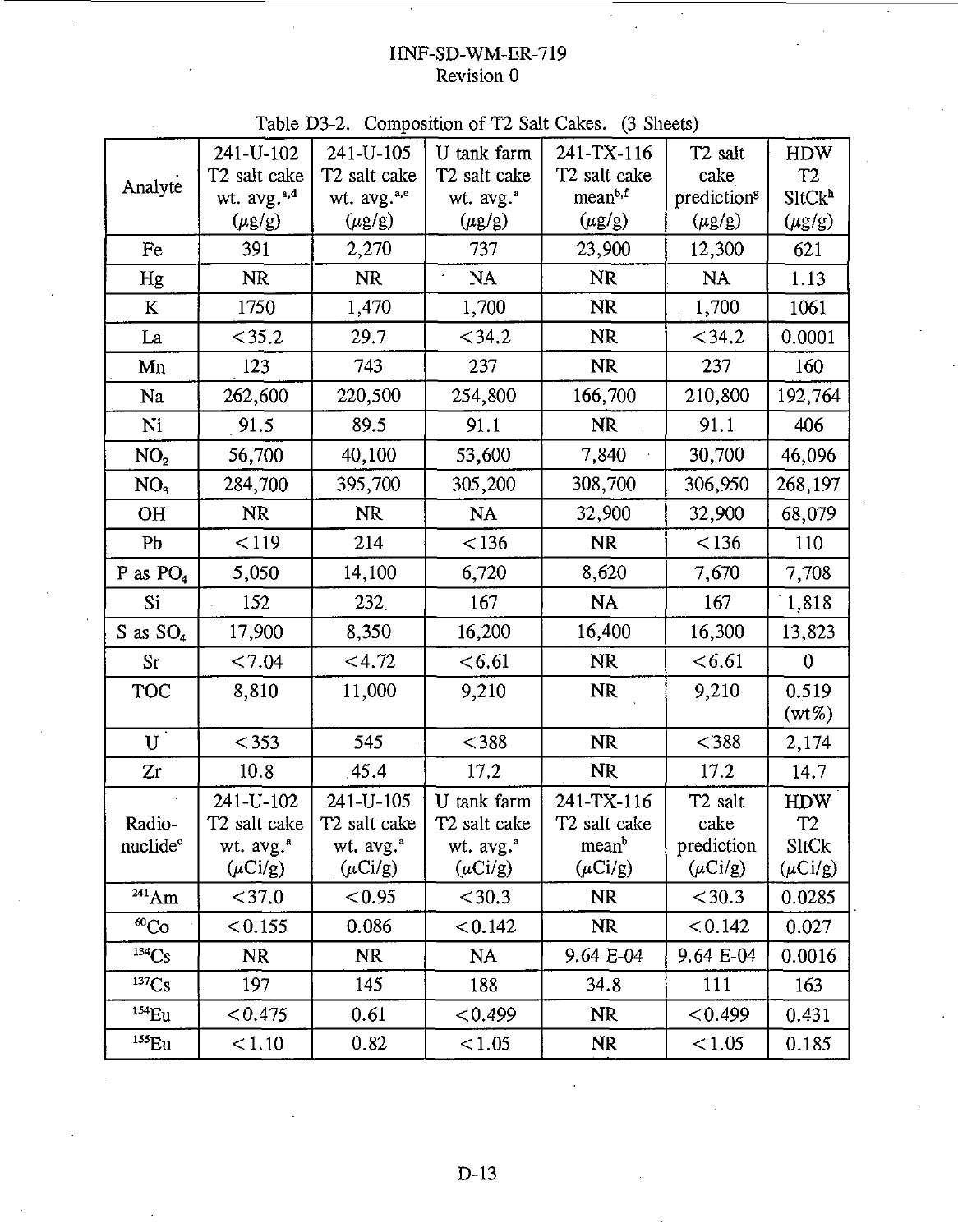Table D3-2. Composition of T2 Salt Cakes. (3 Sheets)

| Analyte | 241-U-102 T2 salt cake wt. avg.[a,d] (μg/g) | 241-U-105 T2 salt cake wt. avg.[a,e] (μg/g) | U tank farm T2 salt cake wt. avg.[a] (μg/g) | 241-TX-116 T2 salt cake mean[b,f] (μg/g) | T2 salt cake prediction[g] (μg/g) | HDW T2 SltCk[h] (μg/g) |
|---|---|---|---|---|---|---|
| Fe | 391 | 2,270 | 737 | 23,900 | 12,300 | 621 |
| Hg | NR | NR | NA | NR | NA | 1.13 |
| K | 1750 | 1,470 | 1,700 | NR | 1,700 | 1061 |
| La | <35.2 | 29.7 | <34.2 | NR | <34.2 | 0.0001 |
| Mn | 123 | 743 | 237 | NR | 237 | 160 |
| Na | 262,600 | 220,500 | 254,800 | 166,700 | 210,800 | 192,764 |
| Ni | 91.5 | 89.5 | 91.1 | NR | 91.1 | 406 |
| $NO_2$ | 56,700 | 40,100 | 53,600 | 7,840 | 30,700 | 46,096 |
| $NO_3$ | 284,700 | 395,700 | 305,200 | 308,700 | 306,950 | 268,197 |
| OH | NR | NR | NA | 32,900 | 32,900 | 68,079 |
| Pb | <119 | 214 | <136 | NR | <136 | 110 |
| P as $PO_4$ | 5,050 | 14,100 | 6,720 | 8,620 | 7,670 | 7,708 |
| Si | 152 | 232 | 167 | NA | 167 | 1,818 |
| S as $SO_4$ | 17,900 | 8,350 | 16,200 | 16,400 | 16,300 | 13,823 |
| Sr | <7.04 | <4.72 | <6.61 | NR | <6.61 | 0 |
| TOC | 8,810 | 11,000 | 9,210 | NR | 9,210 | 0.519 (wt%) |
| U | <353 | 545 | <388 | NR | <388 | 2,174 |
| Zr | 10.8 | 45.4 | 17.2 | NR | 17.2 | 14.7 |
| Radio-nuclide[c] | 241-U-102 T2 salt cake wt. avg.[a] (μCi/g) | 241-U-105 T2 salt cake wt. avg.[a] (μCi/g) | U tank farm T2 salt cake wt. avg.[a] (μCi/g) | 241-TX-116 T2 salt cake mean[b] (μCi/g) | T2 salt cake prediction (μCi/g) | HDW T2 SltCk (μCi/g) |
| $^{241}Am$ | <37.0 | <0.95 | <30.3 | NR | <30.3 | 0.0285 |
| $^{60}Co$ | <0.155 | 0.086 | <0.142 | NR | <0.142 | 0.027 |
| $^{134}Cs$ | NR | NR | NA | 9.64 E-04 | 9.64 E-04 | 0.0016 |
| $^{137}Cs$ | 197 | 145 | 188 | 34.8 | 111 | 163 |
| $^{154}Eu$ | <0.475 | 0.61 | <0.499 | NR | <0.499 | 0.431 |
| $^{155}Eu$ | <1.10 | 0.82 | <1.05 | NR | <1.05 | 0.185 |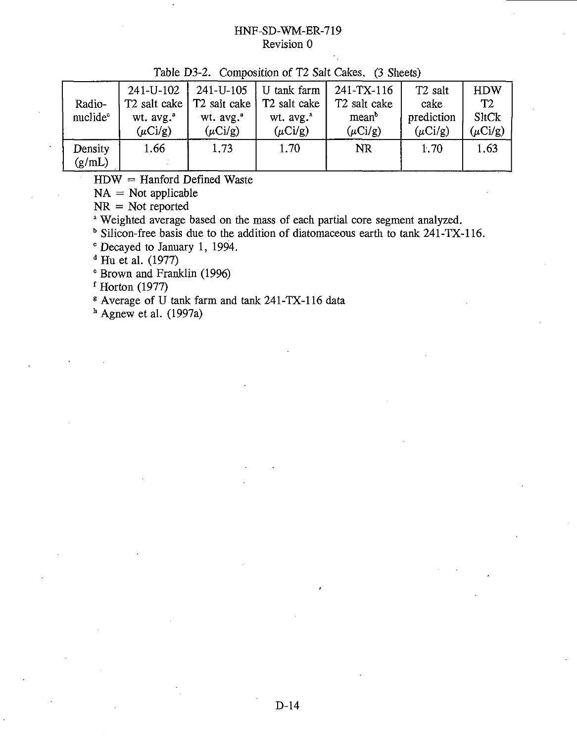Table D3-2. Composition of T2 Salt Cakes. (3 Sheets)

| Radio-nuclide[c] | 241-U-102 T2 salt cake wt. avg.[a] (μCi/g) | 241-U-105 T2 salt cake wt. avg.[a] (μCi/g) | U tank farm T2 salt cake wt. avg.[a] (μCi/g) | 241-TX-116 T2 salt cake mean[b] (μCi/g) | T2 salt cake prediction (μCi/g) | HDW T2 SltCk (μCi/g) |
|---|---|---|---|---|---|---|
| Density (g/mL) | 1.66 | 1.73 | 1.70 | NR | 1.70 | 1.63 |

HDW = Hanford Defined Waste

NA = Not applicable

NR = Not reported

[a] Weighted average based on the mass of each partial core segment analyzed.

[b] Silicon-free basis due to the addition of diatomaceous earth to tank 241-TX-116.

[c] Decayed to January 1, 1994.

[d] Hu et al. (1977)

[e] Brown and Franklin (1996)

[f] Horton (1977)

[g] Average of U tank farm and tank 241-TX-116 data

[h] Agnew et al. (1997a)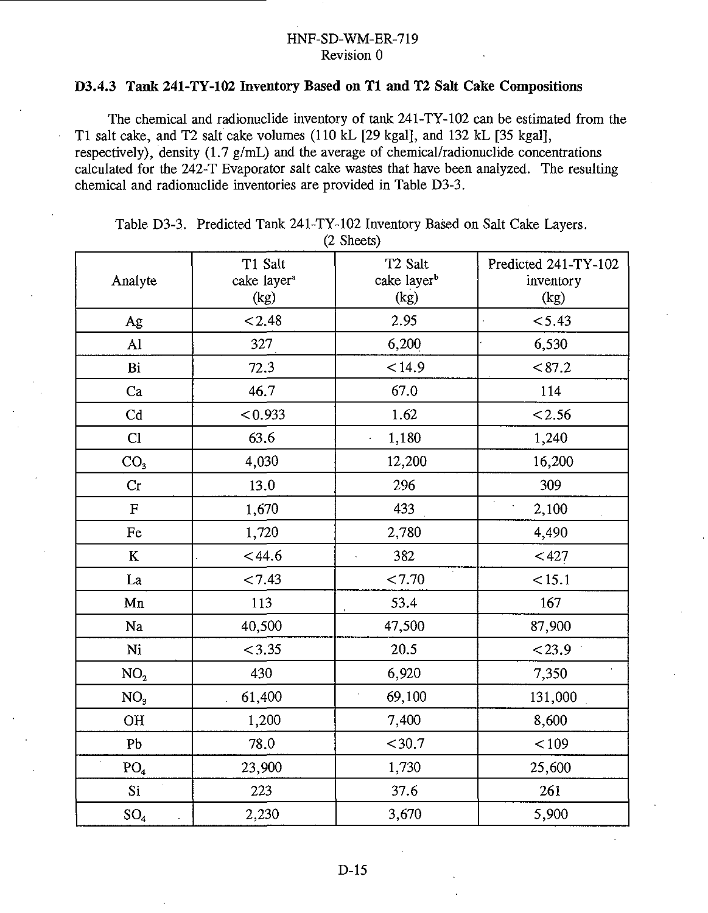### D3.4.3 Tank 241-TY-102 Inventory Based on T1 and T2 Salt Cake Compositions

The chemical and radionuclide inventory of tank 241-TY-102 can be estimated from the T1 salt cake, and T2 salt cake volumes (110 kL [29 kgal], and 132 kL [35 kgal], respectively), density (1.7 g/mL) and the average of chemical/radionuclide concentrations calculated for the 242-T Evaporator salt cake wastes that have been analyzed. The resulting chemical and radionuclide inventories are provided in Table D3-3.

Table D3-3. Predicted Tank 241-TY-102 Inventory Based on Salt Cake Layers. (2 Sheets)

| Analyte | T1 Salt cake layer[a] (kg) | T2 Salt cake layer[b] (kg) | Predicted 241-TY-102 inventory (kg) |
|---|---|---|---|
| Ag | <2.48 | 2.95 | <5.43 |
| Al | 327 | 6,200 | 6,530 |
| Bi | 72.3 | <14.9 | <87.2 |
| Ca | 46.7 | 67.0 | 114 |
| Cd | <0.933 | 1.62 | <2.56 |
| Cl | 63.6 | 1,180 | 1,240 |
| $CO_3$ | 4,030 | 12,200 | 16,200 |
| Cr | 13.0 | 296 | 309 |
| F | 1,670 | 433 | 2,100 |
| Fe | 1,720 | 2,780 | 4,490 |
| K | <44.6 | 382 | <427 |
| La | <7.43 | <7.70 | <15.1 |
| Mn | 113 | 53.4 | 167 |
| Na | 40,500 | 47,500 | 87,900 |
| Ni | <3.35 | 20.5 | <23.9 |
| $NO_2$ | 430 | 6,920 | 7,350 |
| $NO_3$ | 61,400 | 69,100 | 131,000 |
| OH | 1,200 | 7,400 | 8,600 |
| Pb | 78.0 | <30.7 | <109 |
| $PO_4$ | 23,900 | 1,730 | 25,600 |
| Si | 223 | 37.6 | 261 |
| $SO_4$ | 2,230 | 3,670 | 5,900 |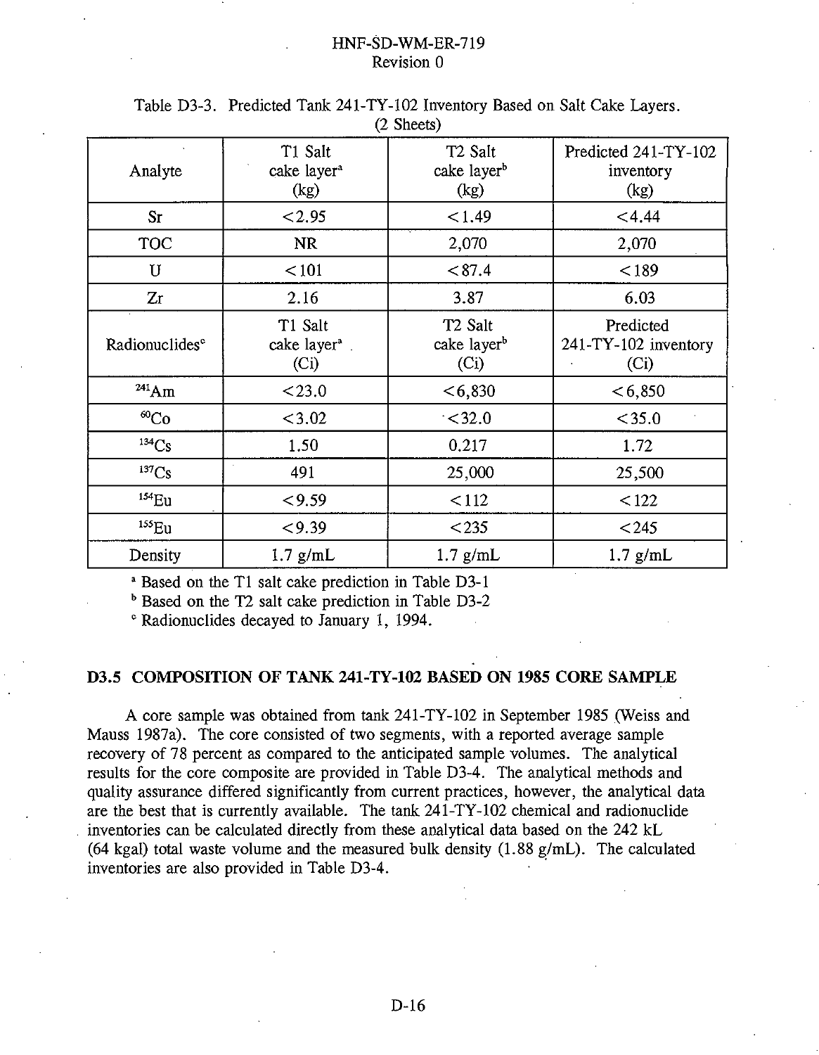Table D3-3. Predicted Tank 241-TY-102 Inventory Based on Salt Cake Layers. (2 Sheets)

| Analyte | T1 Salt cake layer[a] (kg) | T2 Salt cake layer[b] (kg) | Predicted 241-TY-102 inventory (kg) |
|---|---|---|---|
| Sr | <2.95 | <1.49 | <4.44 |
| TOC | NR | 2,070 | 2,070 |
| U | <101 | <87.4 | <189 |
| Zr | 2.16 | 3.87 | 6.03 |
| Radionuclides[c] | T1 Salt cake layer[a] (Ci) | T2 Salt cake layer[b] (Ci) | Predicted 241-TY-102 inventory (Ci) |
| $^{241}$Am | <23.0 | <6,830 | <6,850 |
| $^{60}$Co | <3.02 | <32.0 | <35.0 |
| $^{134}$Cs | 1.50 | 0.217 | 1.72 |
| $^{137}$Cs | 491 | 25,000 | 25,500 |
| $^{154}$Eu | <9.59 | <112 | <122 |
| $^{155}$Eu | <9.39 | <235 | <245 |
| Density | 1.7 g/mL | 1.7 g/mL | 1.7 g/mL |

[a] Based on the T1 salt cake prediction in Table D3-1

[b] Based on the T2 salt cake prediction in Table D3-2

[c] Radionuclides decayed to January 1, 1994.

## D3.5 COMPOSITION OF TANK 241-TY-102 BASED ON 1985 CORE SAMPLE

A core sample was obtained from tank 241-TY-102 in September 1985 (Weiss and Mauss 1987a). The core consisted of two segments, with a reported average sample recovery of 78 percent as compared to the anticipated sample volumes. The analytical results for the core composite are provided in Table D3-4. The analytical methods and quality assurance differed significantly from current practices, however, the analytical data are the best that is currently available. The tank 241-TY-102 chemical and radionuclide inventories can be calculated directly from these analytical data based on the 242 kL (64 kgal) total waste volume and the measured bulk density (1.88 g/mL). The calculated inventories are also provided in Table D3-4.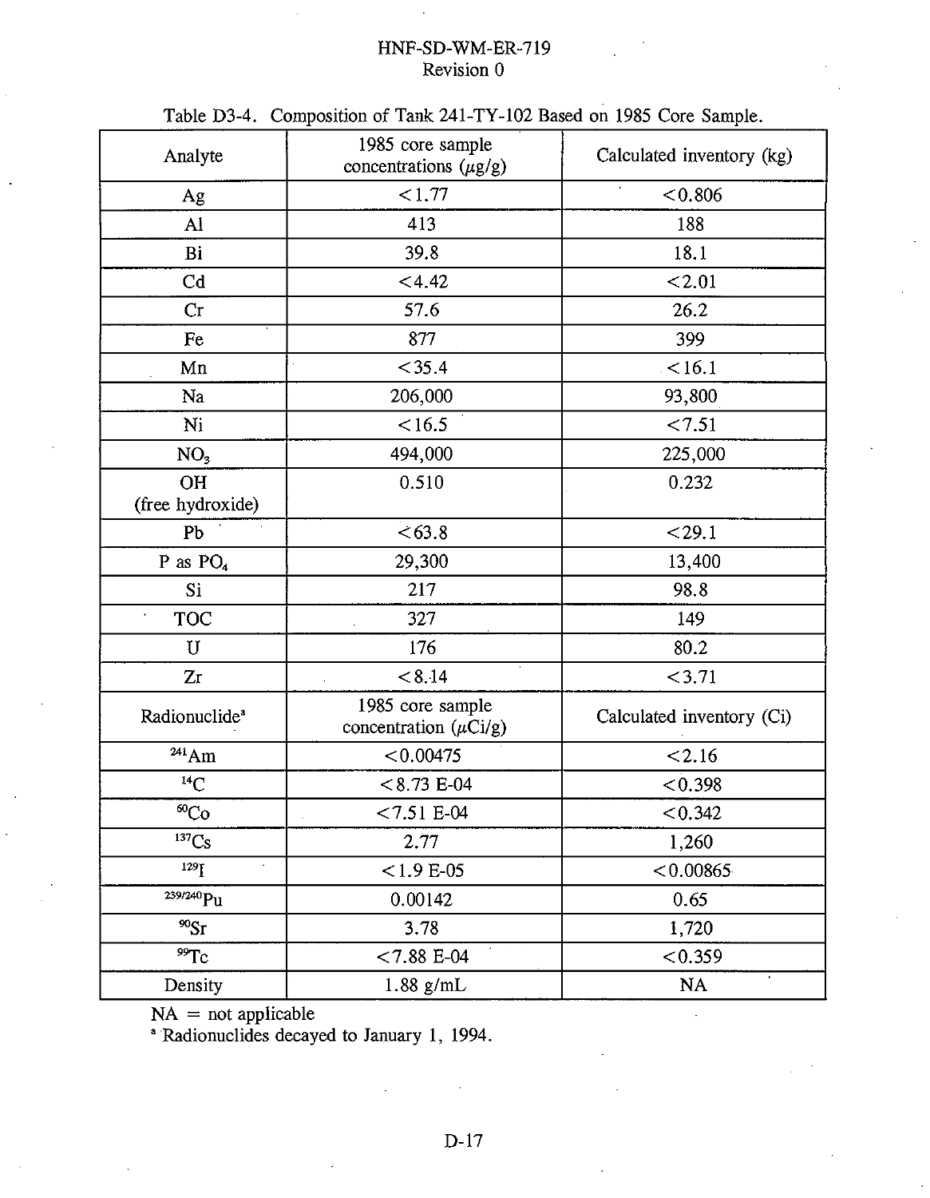Table D3-4. Composition of Tank 241-TY-102 Based on 1985 Core Sample.

| Analyte | 1985 core sample concentrations (μg/g) | Calculated inventory (kg) |
|---|---|---|
| Ag | <1.77 | <0.806 |
| Al | 413 | 188 |
| Bi | 39.8 | 18.1 |
| Cd | <4.42 | <2.01 |
| Cr | 57.6 | 26.2 |
| Fe | 877 | 399 |
| Mn | <35.4 | <16.1 |
| Na | 206,000 | 93,800 |
| Ni | <16.5 | <7.51 |
| $NO_3$ | 494,000 | 225,000 |
| OH (free hydroxide) | 0.510 | 0.232 |
| Pb | <63.8 | <29.1 |
| P as $PO_4$ | 29,300 | 13,400 |
| Si | 217 | 98.8 |
| TOC | 327 | 149 |
| U | 176 | 80.2 |
| Zr | <8.14 | <3.71 |
| Radionuclide[a] | 1985 core sample concentration (μCi/g) | Calculated inventory (Ci) |
| $^{241}$Am | <0.00475 | <2.16 |
| $^{14}$C | <8.73 E-04 | <0.398 |
| $^{60}$Co | <7.51 E-04 | <0.342 |
| $^{137}$Cs | 2.77 | 1,260 |
| $^{129}$I | <1.9 E-05 | <0.00865 |
| $^{239/240}$Pu | 0.00142 | 0.65 |
| $^{90}$Sr | 3.78 | 1,720 |
| $^{99}$Tc | <7.88 E-04 | <0.359 |
| Density | 1.88 g/mL | NA |

NA = not applicable

[a] Radionuclides decayed to January 1, 1994.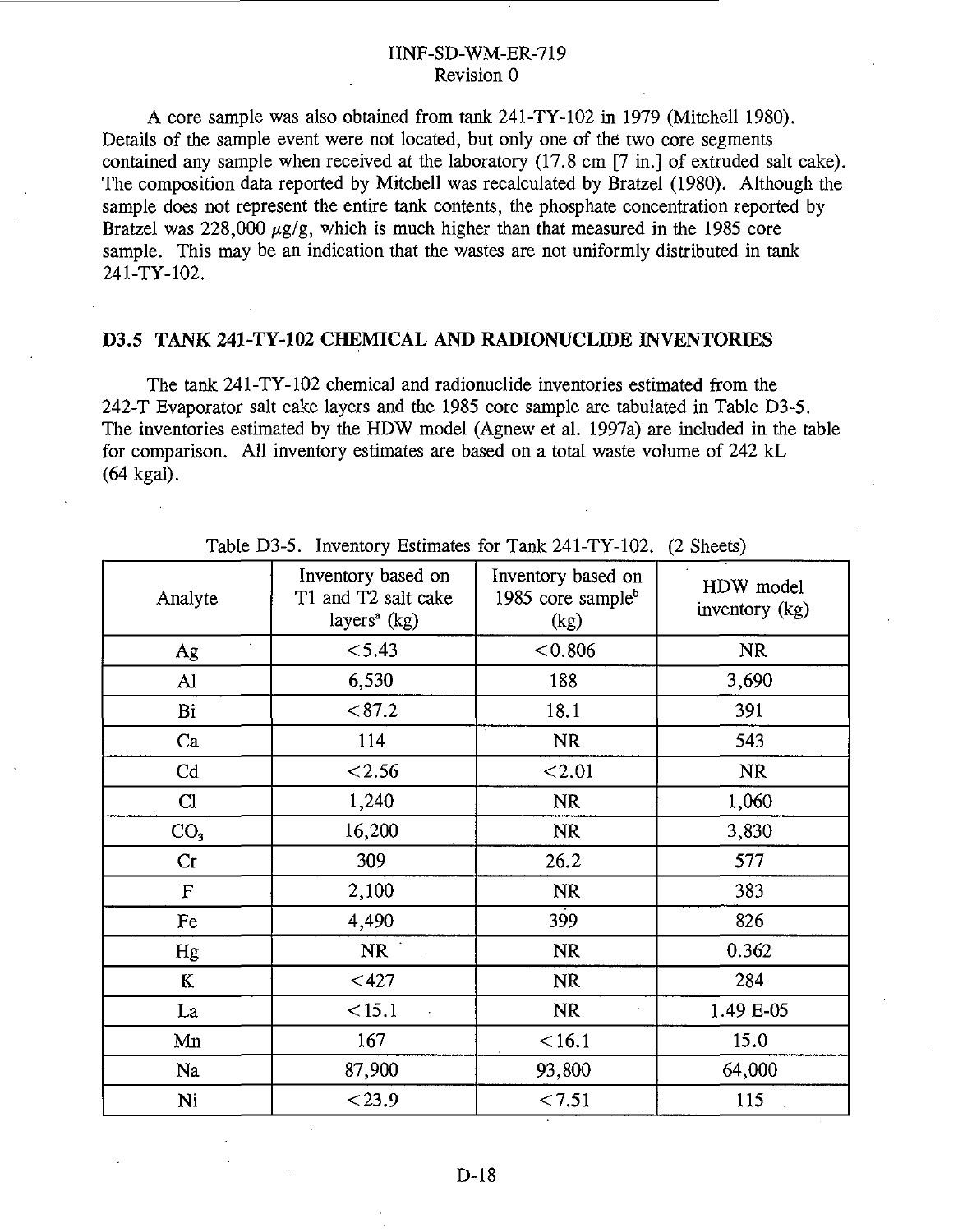A core sample was also obtained from tank 241-TY-102 in 1979 (Mitchell 1980). Details of the sample event were not located, but only one of the two core segments contained any sample when received at the laboratory (17.8 cm [7 in.] of extruded salt cake). The composition data reported by Mitchell was recalculated by Bratzel (1980). Although the sample does not represent the entire tank contents, the phosphate concentration reported by Bratzel was 228,000 $\mu$g/g, which is much higher than that measured in the 1985 core sample. This may be an indication that the wastes are not uniformly distributed in tank 241-TY-102.

## D3.5 TANK 241-TY-102 CHEMICAL AND RADIONUCLIDE INVENTORIES

The tank 241-TY-102 chemical and radionuclide inventories estimated from the 242-T Evaporator salt cake layers and the 1985 core sample are tabulated in Table D3-5. The inventories estimated by the HDW model (Agnew et al. 1997a) are included in the table for comparison. All inventory estimates are based on a total waste volume of 242 kL (64 kgal).

Table D3-5. Inventory Estimates for Tank 241-TY-102. (2 Sheets)

| Analyte | Inventory based on T1 and T2 salt cake layers[a] (kg) | Inventory based on 1985 core sample[b] (kg) | HDW model inventory (kg) |
|---|---|---|---|
| Ag | <5.43 | <0.806 | NR |
| Al | 6,530 | 188 | 3,690 |
| Bi | <87.2 | 18.1 | 391 |
| Ca | 114 | NR | 543 |
| Cd | <2.56 | <2.01 | NR |
| Cl | 1,240 | NR | 1,060 |
| $CO_3$ | 16,200 | NR | 3,830 |
| Cr | 309 | 26.2 | 577 |
| F | 2,100 | NR | 383 |
| Fe | 4,490 | 399 | 826 |
| Hg | NR | NR | 0.362 |
| K | <427 | NR | 284 |
| La | <15.1 | NR | 1.49 E-05 |
| Mn | 167 | <16.1 | 15.0 |
| Na | 87,900 | 93,800 | 64,000 |
| Ni | <23.9 | <7.51 | 115 |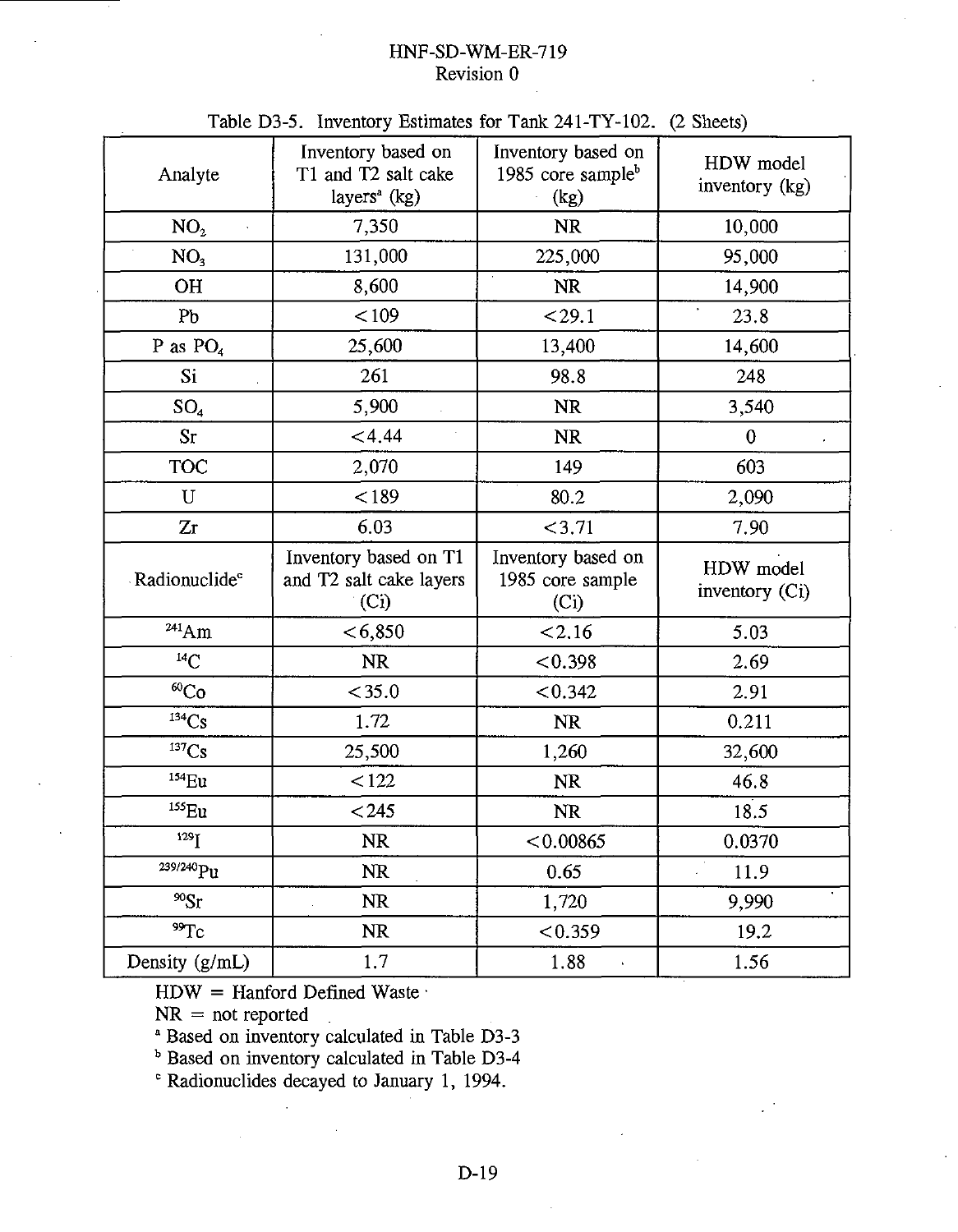Table D3-5. Inventory Estimates for Tank 241-TY-102. (2 Sheets)

| Analyte | Inventory based on T1 and T2 salt cake layers[a] (kg) | Inventory based on 1985 core sample[b] (kg) | HDW model inventory (kg) |
|---|---|---|---|
| $NO_2$ | 7,350 | NR | 10,000 |
| $NO_3$ | 131,000 | 225,000 | 95,000 |
| OH | 8,600 | NR | 14,900 |
| Pb | <109 | <29.1 | 23.8 |
| P as $PO_4$ | 25,600 | 13,400 | 14,600 |
| Si | 261 | 98.8 | 248 |
| $SO_4$ | 5,900 | NR | 3,540 |
| Sr | <4.44 | NR | 0 |
| TOC | 2,070 | 149 | 603 |
| U | <189 | 80.2 | 2,090 |
| Zr | 6.03 | <3.71 | 7.90 |
| Radionuclide[c] | Inventory based on T1 and T2 salt cake layers (Ci) | Inventory based on 1985 core sample (Ci) | HDW model inventory (Ci) |
| $^{241}Am$ | <6,850 | <2.16 | 5.03 |
| $^{14}C$ | NR | <0.398 | 2.69 |
| $^{60}Co$ | <35.0 | <0.342 | 2.91 |
| $^{134}Cs$ | 1.72 | NR | 0.211 |
| $^{137}Cs$ | 25,500 | 1,260 | 32,600 |
| $^{154}Eu$ | <122 | NR | 46.8 |
| $^{155}Eu$ | <245 | NR | 18.5 |
| $^{129}I$ | NR | <0.00865 | 0.0370 |
| $^{239/240}Pu$ | NR | 0.65 | 11.9 |
| $^{90}Sr$ | NR | 1,720 | 9,990 |
| $^{99}Tc$ | NR | <0.359 | 19.2 |
| Density (g/mL) | 1.7 | 1.88 | 1.56 |

HDW = Hanford Defined Waste

NR = not reported

[a] Based on inventory calculated in Table D3-3

[b] Based on inventory calculated in Table D3-4

[c] Radionuclides decayed to January 1, 1994.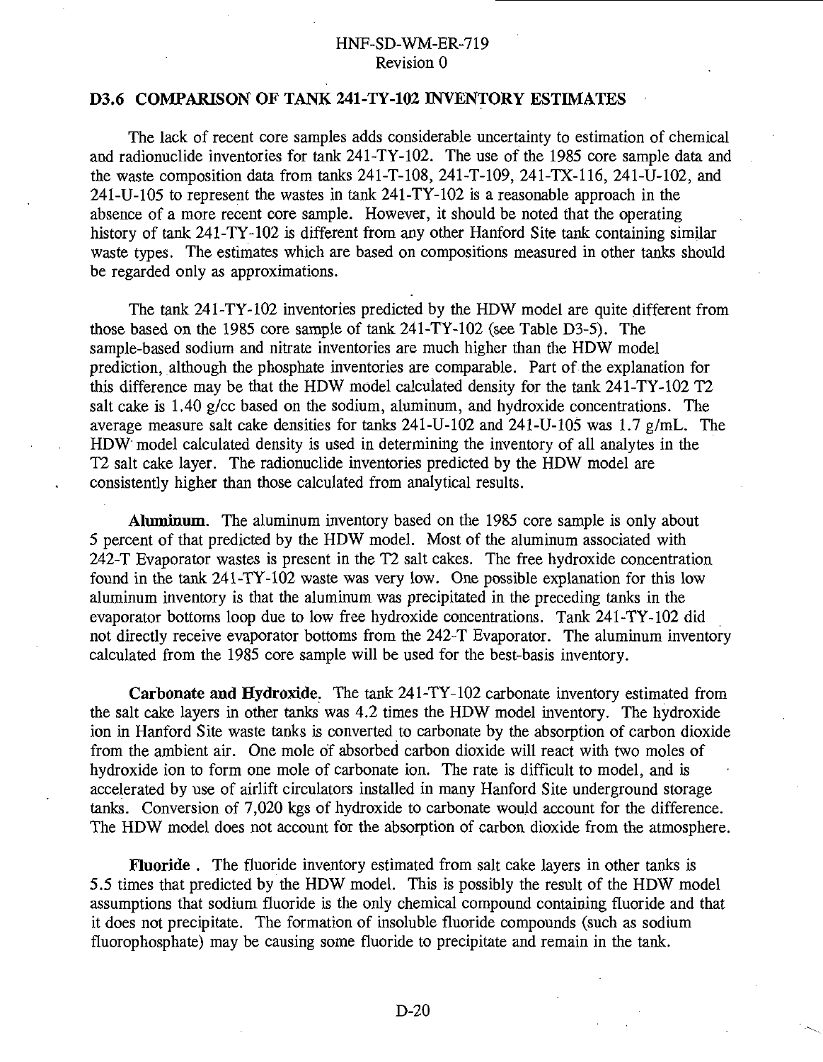### D3.6 COMPARISON OF TANK 241-TY-102 INVENTORY ESTIMATES

The lack of recent core samples adds considerable uncertainty to estimation of chemical and radionuclide inventories for tank 241-TY-102. The use of the 1985 core sample data and the waste composition data from tanks 241-T-108, 241-T-109, 241-TX-116, 241-U-102, and 241-U-105 to represent the wastes in tank 241-TY-102 is a reasonable approach in the absence of a more recent core sample. However, it should be noted that the operating history of tank 241-TY-102 is different from any other Hanford Site tank containing similar waste types. The estimates which are based on compositions measured in other tanks should be regarded only as approximations.

The tank 241-TY-102 inventories predicted by the HDW model are quite different from those based on the 1985 core sample of tank 241-TY-102 (see Table D3-5). The sample-based sodium and nitrate inventories are much higher than the HDW model prediction, although the phosphate inventories are comparable. Part of the explanation for this difference may be that the HDW model calculated density for the tank 241-TY-102 T2 salt cake is 1.40 g/cc based on the sodium, aluminum, and hydroxide concentrations. The average measure salt cake densities for tanks 241-U-102 and 241-U-105 was 1.7 g/mL. The HDW model calculated density is used in determining the inventory of all analytes in the T2 salt cake layer. The radionuclide inventories predicted by the HDW model are consistently higher than those calculated from analytical results.

**Aluminum.** The aluminum inventory based on the 1985 core sample is only about 5 percent of that predicted by the HDW model. Most of the aluminum associated with 242-T Evaporator wastes is present in the T2 salt cakes. The free hydroxide concentration found in the tank 241-TY-102 waste was very low. One possible explanation for this low aluminum inventory is that the aluminum was precipitated in the preceding tanks in the evaporator bottoms loop due to low free hydroxide concentrations. Tank 241-TY-102 did not directly receive evaporator bottoms from the 242-T Evaporator. The aluminum inventory calculated from the 1985 core sample will be used for the best-basis inventory.

**Carbonate and Hydroxide.** The tank 241-TY-102 carbonate inventory estimated from the salt cake layers in other tanks was 4.2 times the HDW model inventory. The hydroxide ion in Hanford Site waste tanks is converted to carbonate by the absorption of carbon dioxide from the ambient air. One mole of absorbed carbon dioxide will react with two moles of hydroxide ion to form one mole of carbonate ion. The rate is difficult to model, and is accelerated by use of airlift circulators installed in many Hanford Site underground storage tanks. Conversion of 7,020 kgs of hydroxide to carbonate would account for the difference. The HDW model does not account for the absorption of carbon dioxide from the atmosphere.

**Fluoride**. The fluoride inventory estimated from salt cake layers in other tanks is 5.5 times that predicted by the HDW model. This is possibly the result of the HDW model assumptions that sodium fluoride is the only chemical compound containing fluoride and that it does not precipitate. The formation of insoluble fluoride compounds (such as sodium fluorophosphate) may be causing some fluoride to precipitate and remain in the tank.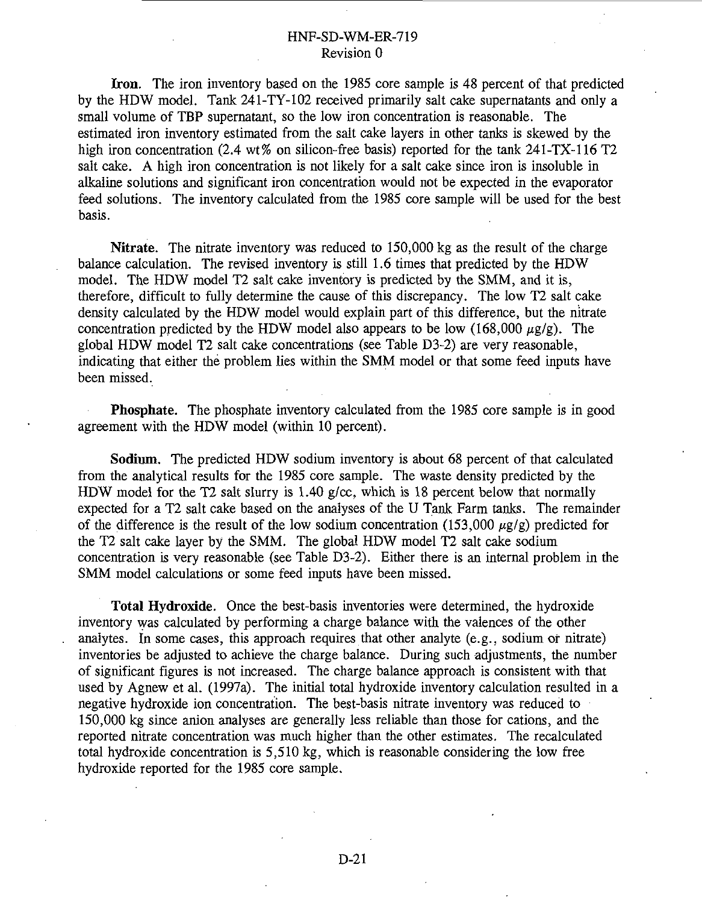**Iron.** The iron inventory based on the 1985 core sample is 48 percent of that predicted by the HDW model. Tank 241-TY-102 received primarily salt cake supernatants and only a small volume of TBP supernatant, so the low iron concentration is reasonable. The estimated iron inventory estimated from the salt cake layers in other tanks is skewed by the high iron concentration (2.4 wt% on silicon-free basis) reported for the tank 241-TX-116 T2 salt cake. A high iron concentration is not likely for a salt cake since iron is insoluble in alkaline solutions and significant iron concentration would not be expected in the evaporator feed solutions. The inventory calculated from the 1985 core sample will be used for the best basis.

**Nitrate.** The nitrate inventory was reduced to 150,000 kg as the result of the charge balance calculation. The revised inventory is still 1.6 times that predicted by the HDW model. The HDW model T2 salt cake inventory is predicted by the SMM, and it is, therefore, difficult to fully determine the cause of this discrepancy. The low T2 salt cake density calculated by the HDW model would explain part of this difference, but the nitrate concentration predicted by the HDW model also appears to be low (168,000 $\mu$g/g). The global HDW model T2 salt cake concentrations (see Table D3-2) are very reasonable, indicating that either the problem lies within the SMM model or that some feed inputs have been missed.

**Phosphate.** The phosphate inventory calculated from the 1985 core sample is in good agreement with the HDW model (within 10 percent).

**Sodium.** The predicted HDW sodium inventory is about 68 percent of that calculated from the analytical results for the 1985 core sample. The waste density predicted by the HDW model for the T2 salt slurry is 1.40 g/cc, which is 18 percent below that normally expected for a T2 salt cake based on the analyses of the U Tank Farm tanks. The remainder of the difference is the result of the low sodium concentration (153,000 $\mu$g/g) predicted for the T2 salt cake layer by the SMM. The global HDW model T2 salt cake sodium concentration is very reasonable (see Table D3-2). Either there is an internal problem in the SMM model calculations or some feed inputs have been missed.

**Total Hydroxide.** Once the best-basis inventories were determined, the hydroxide inventory was calculated by performing a charge balance with the valences of the other analytes. In some cases, this approach requires that other analyte (e.g., sodium or nitrate) inventories be adjusted to achieve the charge balance. During such adjustments, the number of significant figures is not increased. The charge balance approach is consistent with that used by Agnew et al. (1997a). The initial total hydroxide inventory calculation resulted in a negative hydroxide ion concentration. The best-basis nitrate inventory was reduced to 150,000 kg since anion analyses are generally less reliable than those for cations, and the reported nitrate concentration was much higher than the other estimates. The recalculated total hydroxide concentration is 5,510 kg, which is reasonable considering the low free hydroxide reported for the 1985 core sample.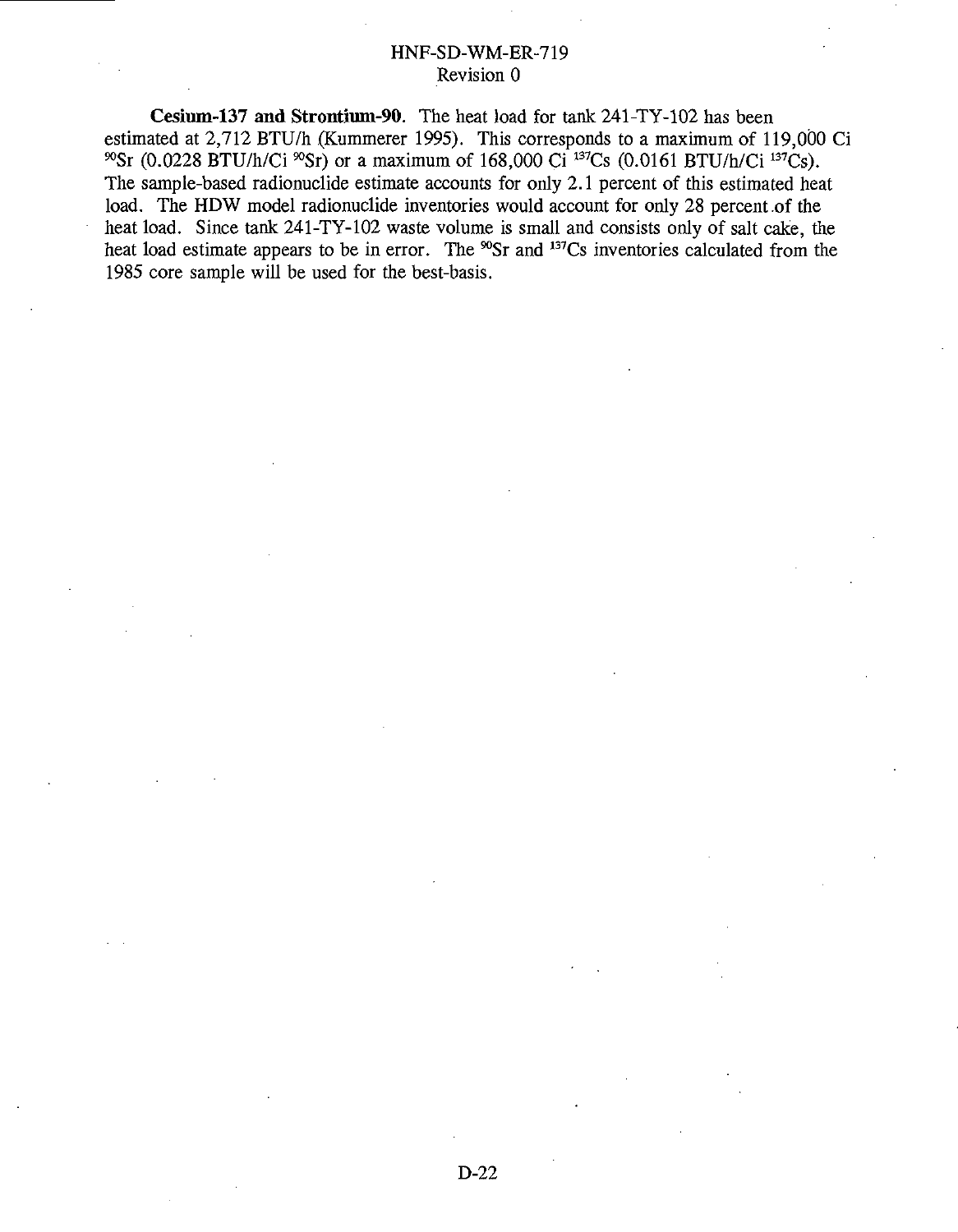**Cesium-137 and Strontium-90**. The heat load for tank 241-TY-102 has been estimated at 2,712 BTU/h (Kummerer 1995). This corresponds to a maximum of 119,000 Ci $^{90}$Sr (0.0228 BTU/h/Ci $^{90}$Sr) or a maximum of 168,000 Ci $^{137}$Cs (0.0161 BTU/h/Ci $^{137}$Cs). The sample-based radionuclide estimate accounts for only 2.1 percent of this estimated heat load. The HDW model radionuclide inventories would account for only 28 percent of the heat load. Since tank 241-TY-102 waste volume is small and consists only of salt cake, the heat load estimate appears to be in error. The $^{90}$Sr and $^{137}$Cs inventories calculated from the 1985 core sample will be used for the best-basis.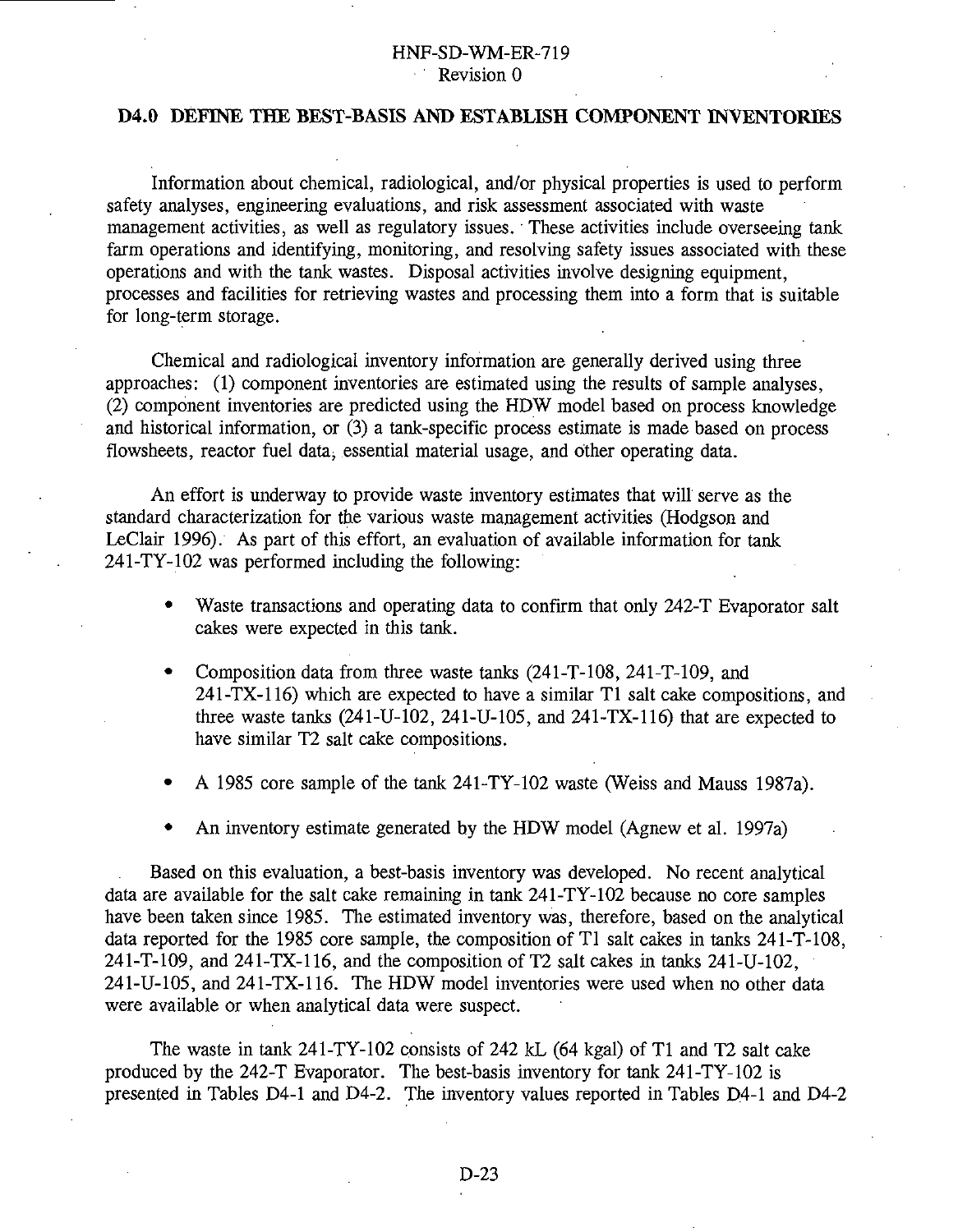## D4.0 DEFINE THE BEST-BASIS AND ESTABLISH COMPONENT INVENTORIES

Information about chemical, radiological, and/or physical properties is used to perform safety analyses, engineering evaluations, and risk assessment associated with waste management activities, as well as regulatory issues. These activities include overseeing tank farm operations and identifying, monitoring, and resolving safety issues associated with these operations and with the tank wastes. Disposal activities involve designing equipment, processes and facilities for retrieving wastes and processing them into a form that is suitable for long-term storage.

Chemical and radiological inventory information are generally derived using three approaches: (1) component inventories are estimated using the results of sample analyses, (2) component inventories are predicted using the HDW model based on process knowledge and historical information, or (3) a tank-specific process estimate is made based on process flowsheets, reactor fuel data, essential material usage, and other operating data.

An effort is underway to provide waste inventory estimates that will serve as the standard characterization for the various waste management activities (Hodgson and LeClair 1996). As part of this effort, an evaluation of available information for tank 241-TY-102 was performed including the following:

- Waste transactions and operating data to confirm that only 242-T Evaporator salt cakes were expected in this tank.
- Composition data from three waste tanks (241-T-108, 241-T-109, and 241-TX-116) which are expected to have a similar T1 salt cake compositions, and three waste tanks (241-U-102, 241-U-105, and 241-TX-116) that are expected to have similar T2 salt cake compositions.
- A 1985 core sample of the tank 241-TY-102 waste (Weiss and Mauss 1987a).
- An inventory estimate generated by the HDW model (Agnew et al. 1997a)

Based on this evaluation, a best-basis inventory was developed. No recent analytical data are available for the salt cake remaining in tank 241-TY-102 because no core samples have been taken since 1985. The estimated inventory was, therefore, based on the analytical data reported for the 1985 core sample, the composition of T1 salt cakes in tanks 241-T-108, 241-T-109, and 241-TX-116, and the composition of T2 salt cakes in tanks 241-U-102, 241-U-105, and 241-TX-116. The HDW model inventories were used when no other data were available or when analytical data were suspect.

The waste in tank 241-TY-102 consists of 242 kL (64 kgal) of T1 and T2 salt cake produced by the 242-T Evaporator. The best-basis inventory for tank 241-TY-102 is presented in Tables D4-1 and D4-2. The inventory values reported in Tables D4-1 and D4-2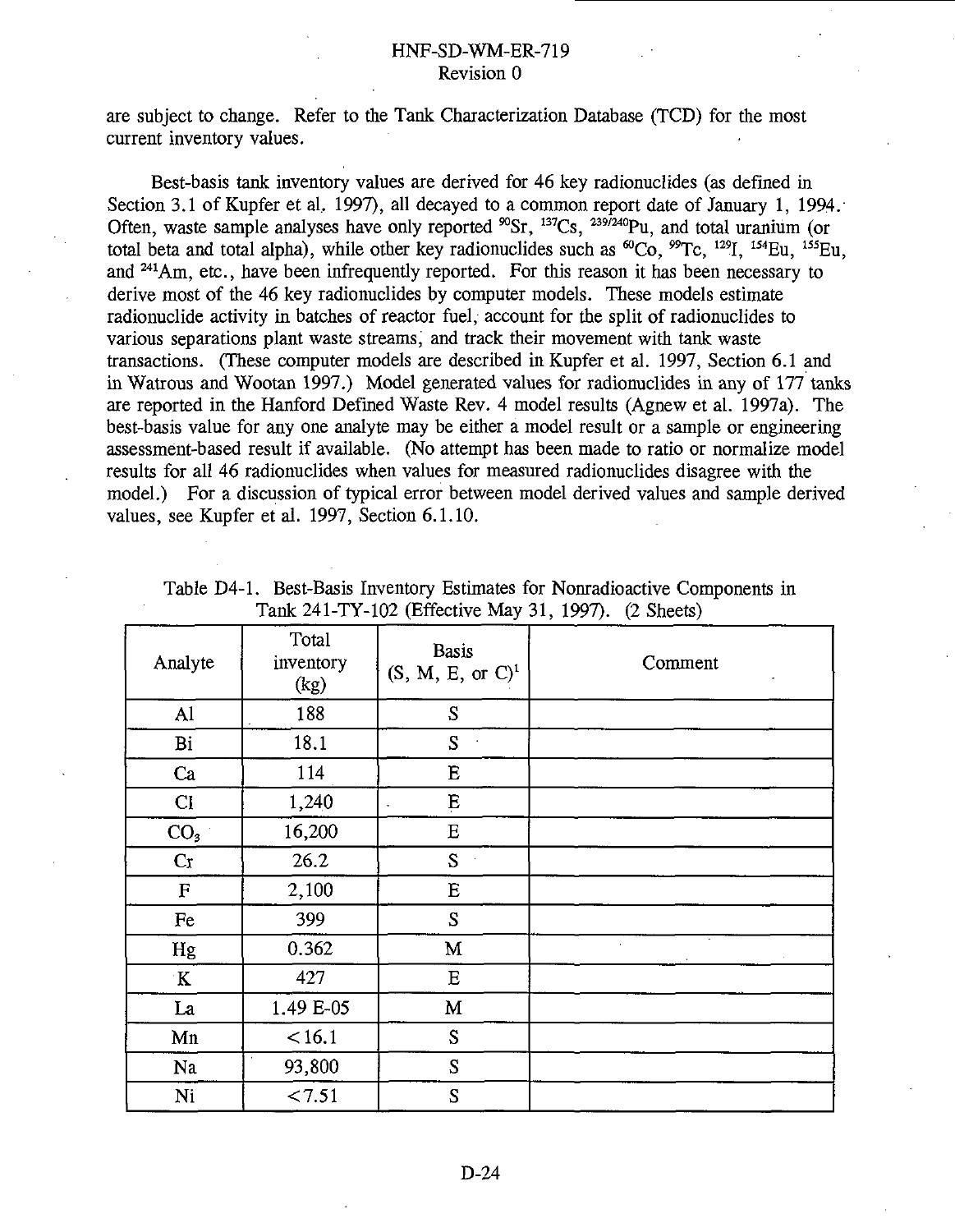are subject to change. Refer to the Tank Characterization Database (TCD) for the most current inventory values.

Best-basis tank inventory values are derived for 46 key radionuclides (as defined in Section 3.1 of Kupfer et al. 1997), all decayed to a common report date of January 1, 1994. Often, waste sample analyses have only reported $^{90}$Sr, $^{137}$Cs, $^{239/240}$Pu, and total uranium (or total beta and total alpha), while other key radionuclides such as $^{60}$Co, $^{99}$Tc, $^{129}$I, $^{154}$Eu, $^{155}$Eu, and $^{241}$Am, etc., have been infrequently reported. For this reason it has been necessary to derive most of the 46 key radionuclides by computer models. These models estimate radionuclide activity in batches of reactor fuel, account for the split of radionuclides to various separations plant waste streams, and track their movement with tank waste transactions. (These computer models are described in Kupfer et al. 1997, Section 6.1 and in Watrous and Wootan 1997.) Model generated values for radionuclides in any of 177 tanks are reported in the Hanford Defined Waste Rev. 4 model results (Agnew et al. 1997a). The best-basis value for any one analyte may be either a model result or a sample or engineering assessment-based result if available. (No attempt has been made to ratio or normalize model results for all 46 radionuclides when values for measured radionuclides disagree with the model.) For a discussion of typical error between model derived values and sample derived values, see Kupfer et al. 1997, Section 6.1.10.

Table D4-1. Best-Basis Inventory Estimates for Nonradioactive Components in Tank 241-TY-102 (Effective May 31, 1997). (2 Sheets)

| Analyte | Total inventory (kg) | Basis (S, M, E, or C)[1] | Comment |
|---|---|---|---|
| Al | 188 | S | |
| Bi | 18.1 | S | |
| Ca | 114 | E | |
| Cl | 1,240 | E | |
| $CO_3$ | 16,200 | E | |
| Cr | 26.2 | S | |
| F | 2,100 | E | |
| Fe | 399 | S | |
| Hg | 0.362 | M | |
| K | 427 | E | |
| La | 1.49 E-05 | M | |
| Mn | <16.1 | S | |
| Na | 93,800 | S | |
| Ni | <7.51 | S | |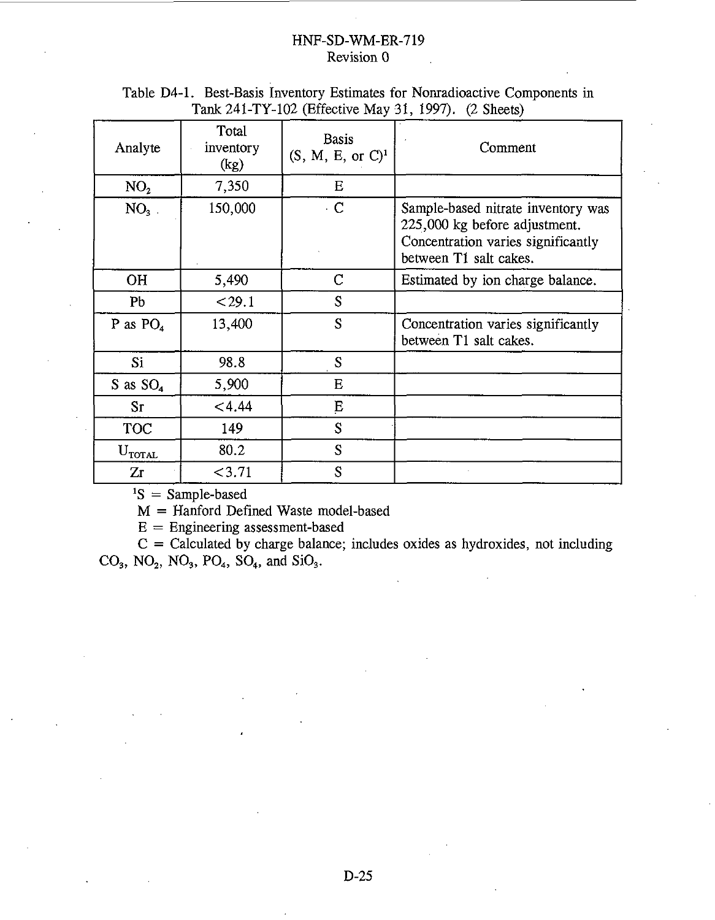Table D4-1. Best-Basis Inventory Estimates for Nonradioactive Components in Tank 241-TY-102 (Effective May 31, 1997). (2 Sheets)

| Analyte | Total inventory (kg) | Basis (S, M, E, or C)[1] | Comment |
|---|---|---|---|
| $NO_2$ | 7,350 | E | |
| $NO_3$ | 150,000 | C | Sample-based nitrate inventory was 225,000 kg before adjustment. Concentration varies significantly between T1 salt cakes. |
| OH | 5,490 | C | Estimated by ion charge balance. |
| Pb | <29.1 | S | |
| P as $PO_4$ | 13,400 | S | Concentration varies significantly between T1 salt cakes. |
| Si | 98.8 | S | |
| S as $SO_4$ | 5,900 | E | |
| Sr | <4.44 | E | |
| TOC | 149 | S | |
| $U_{TOTAL}$ | 80.2 | S | |
| Zr | <3.71 | S | |

[1]S = Sample-based

M = Hanford Defined Waste model-based

E = Engineering assessment-based

C = Calculated by charge balance; includes oxides as hydroxides, not including $CO_3$, $NO_2$, $NO_3$, $PO_4$, $SO_4$, and $SiO_3$.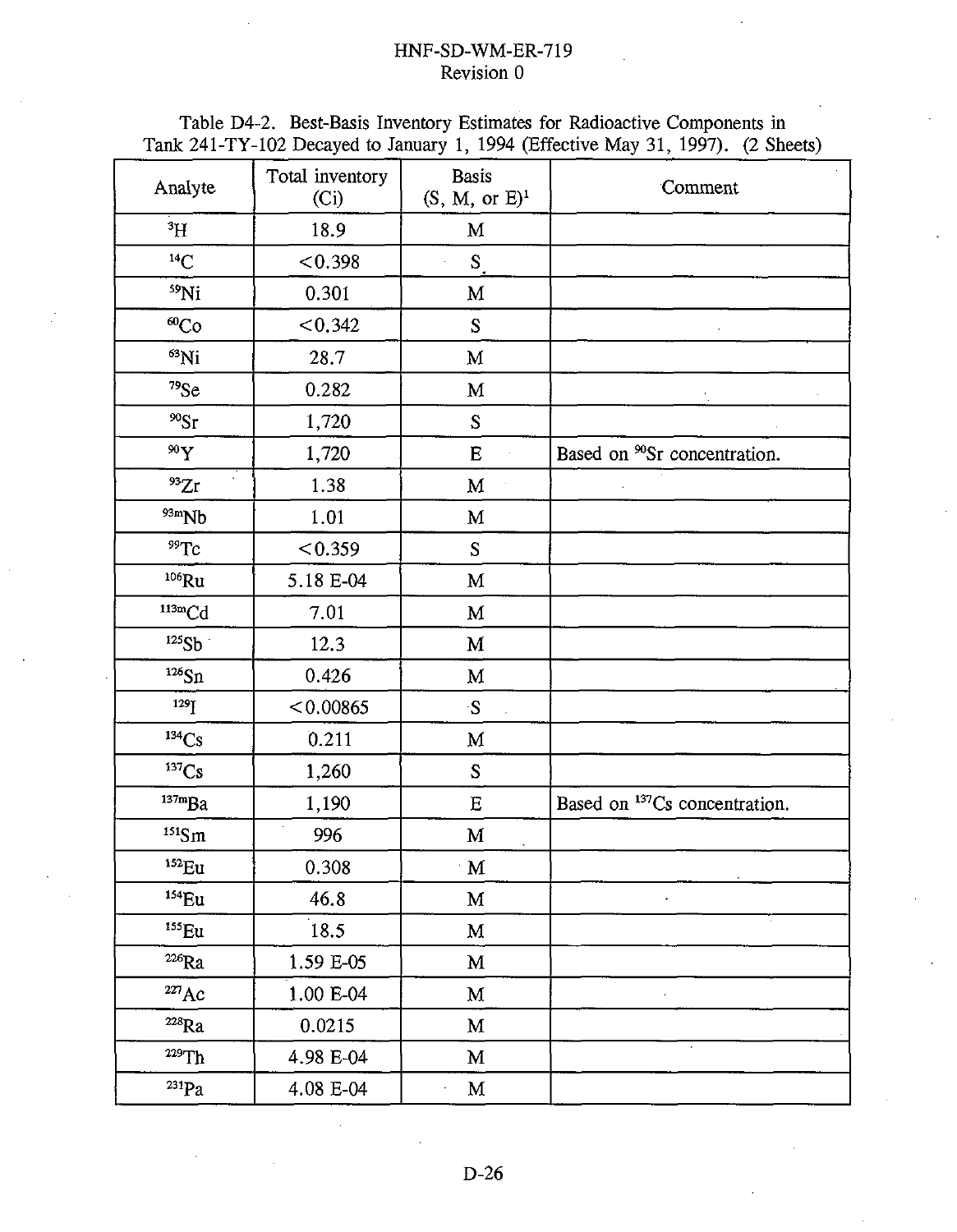Table D4-2. Best-Basis Inventory Estimates for Radioactive Components in Tank 241-TY-102 Decayed to January 1, 1994 (Effective May 31, 1997). (2 Sheets)

| Analyte | Total inventory (Ci) | Basis (S, M, or E)[1] | Comment |
|---|---|---|---|
| $^{3}$H | 18.9 | M | |
| $^{14}$C | <0.398 | S | |
| $^{59}$Ni | 0.301 | M | |
| $^{60}$Co | <0.342 | S | |
| $^{63}$Ni | 28.7 | M | |
| $^{79}$Se | 0.282 | M | |
| $^{90}$Sr | 1,720 | S | |
| $^{90}$Y | 1,720 | E | Based on $^{90}$Sr concentration. |
| $^{93}$Zr | 1.38 | M | |
| $^{93m}$Nb | 1.01 | M | |
| $^{99}$Tc | <0.359 | S | |
| $^{106}$Ru | 5.18 E-04 | M | |
| $^{113m}$Cd | 7.01 | M | |
| $^{125}$Sb | 12.3 | M | |
| $^{126}$Sn | 0.426 | M | |
| $^{129}$I | <0.00865 | S | |
| $^{134}$Cs | 0.211 | M | |
| $^{137}$Cs | 1,260 | S | |
| $^{137m}$Ba | 1,190 | E | Based on $^{137}$Cs concentration. |
| $^{151}$Sm | 996 | M | |
| $^{152}$Eu | 0.308 | M | |
| $^{154}$Eu | 46.8 | M | |
| $^{155}$Eu | 18.5 | M | |
| $^{226}$Ra | 1.59 E-05 | M | |
| $^{227}$Ac | 1.00 E-04 | M | |
| $^{228}$Ra | 0.0215 | M | |
| $^{229}$Th | 4.98 E-04 | M | |
| $^{231}$Pa | 4.08 E-04 | M | |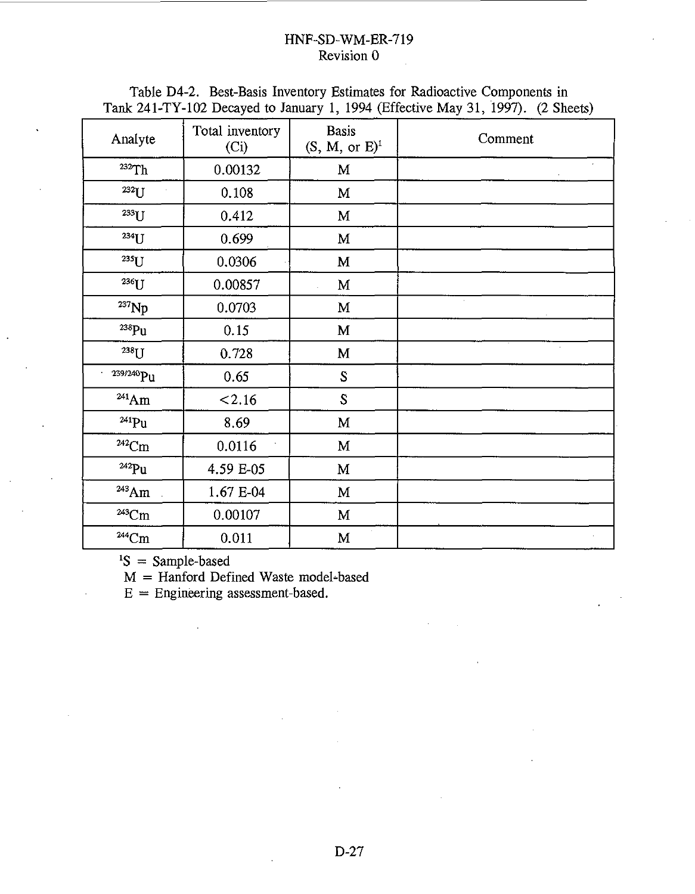Table D4-2. Best-Basis Inventory Estimates for Radioactive Components in Tank 241-TY-102 Decayed to January 1, 1994 (Effective May 31, 1997). (2 Sheets)

| Analyte | Total inventory (Ci) | Basis (S, M, or E)[1] | Comment |
|---|---|---|---|
| $^{232}$Th | 0.00132 | M | |
| $^{232}$U | 0.108 | M | |
| $^{233}$U | 0.412 | M | |
| $^{234}$U | 0.699 | M | |
| $^{235}$U | 0.0306 | M | |
| $^{236}$U | 0.00857 | M | |
| $^{237}$Np | 0.0703 | M | |
| $^{238}$Pu | 0.15 | M | |
| $^{238}$U | 0.728 | M | |
| $^{239/240}$Pu | 0.65 | S | |
| $^{241}$Am | <2.16 | S | |
| $^{241}$Pu | 8.69 | M | |
| $^{242}$Cm | 0.0116 | M | |
| $^{242}$Pu | 4.59 E-05 | M | |
| $^{243}$Am | 1.67 E-04 | M | |
| $^{243}$Cm | 0.00107 | M | |
| $^{244}$Cm | 0.011 | M | |

[1]S = Sample-based

M = Hanford Defined Waste model-based

E = Engineering assessment-based.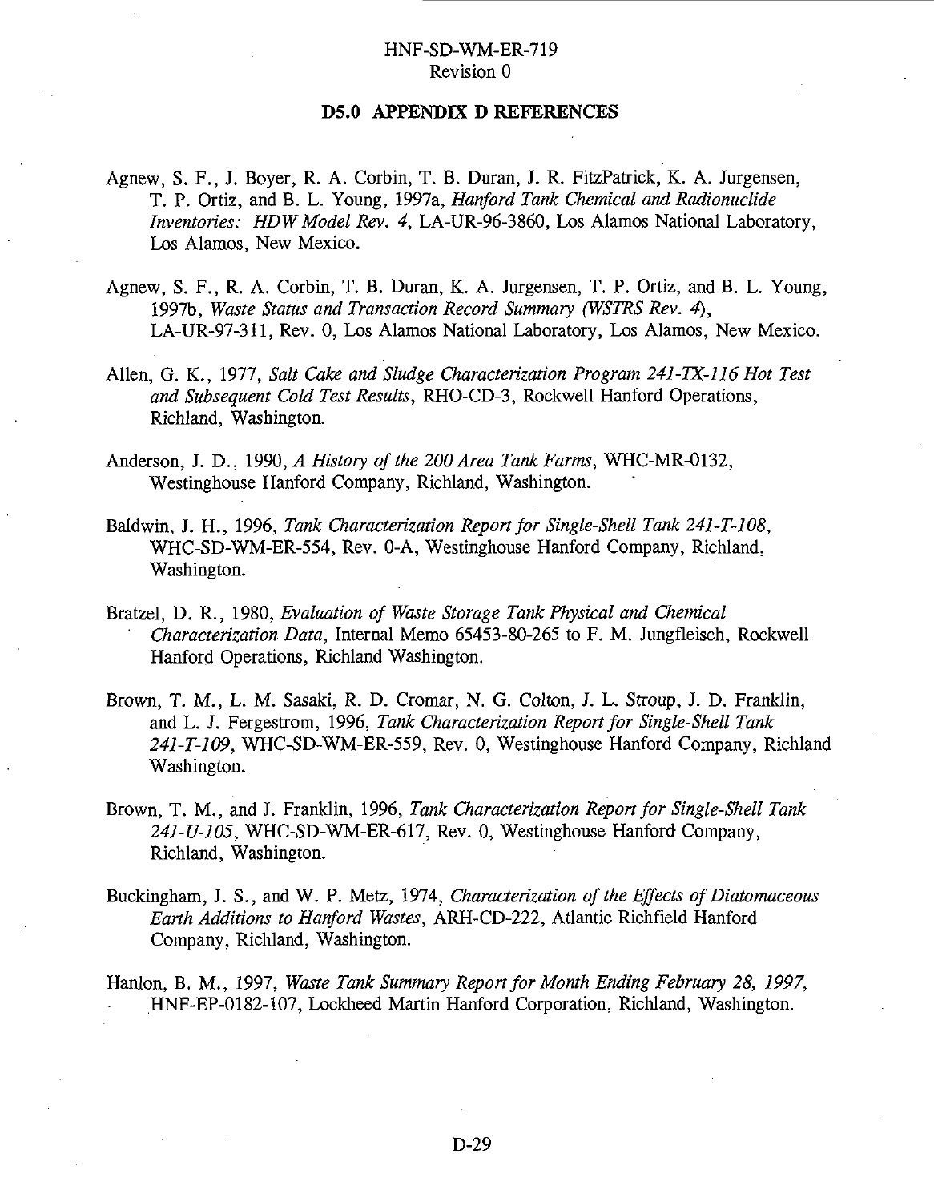## D5.0 APPENDIX D REFERENCES

Agnew, S. F., J. Boyer, R. A. Corbin, T. B. Duran, J. R. FitzPatrick, K. A. Jurgensen, T. P. Ortiz, and B. L. Young, 1997a, *Hanford Tank Chemical and Radionuclide Inventories: HDW Model Rev. 4*, LA-UR-96-3860, Los Alamos National Laboratory, Los Alamos, New Mexico.

Agnew, S. F., R. A. Corbin, T. B. Duran, K. A. Jurgensen, T. P. Ortiz, and B. L. Young, 1997b, *Waste Status and Transaction Record Summary (WSTRS Rev. 4)*, LA-UR-97-311, Rev. 0, Los Alamos National Laboratory, Los Alamos, New Mexico.

Allen, G. K., 1977, *Salt Cake and Sludge Characterization Program 241-TX-116 Hot Test and Subsequent Cold Test Results*, RHO-CD-3, Rockwell Hanford Operations, Richland, Washington.

Anderson, J. D., 1990, *A History of the 200 Area Tank Farms*, WHC-MR-0132, Westinghouse Hanford Company, Richland, Washington.

Baldwin, J. H., 1996, *Tank Characterization Report for Single-Shell Tank 241-T-108*, WHC-SD-WM-ER-554, Rev. 0-A, Westinghouse Hanford Company, Richland, Washington.

Bratzel, D. R., 1980, *Evaluation of Waste Storage Tank Physical and Chemical Characterization Data*, Internal Memo 65453-80-265 to F. M. Jungfleisch, Rockwell Hanford Operations, Richland Washington.

Brown, T. M., L. M. Sasaki, R. D. Cromar, N. G. Colton, J. L. Stroup, J. D. Franklin, and L. J. Fergestrom, 1996, *Tank Characterization Report for Single-Shell Tank 241-T-109*, WHC-SD-WM-ER-559, Rev. 0, Westinghouse Hanford Company, Richland Washington.

Brown, T. M., and J. Franklin, 1996, *Tank Characterization Report for Single-Shell Tank 241-U-105*, WHC-SD-WM-ER-617, Rev. 0, Westinghouse Hanford Company, Richland, Washington.

Buckingham, J. S., and W. P. Metz, 1974, *Characterization of the Effects of Diatomaceous Earth Additions to Hanford Wastes*, ARH-CD-222, Atlantic Richfield Hanford Company, Richland, Washington.

Hanlon, B. M., 1997, *Waste Tank Summary Report for Month Ending February 28, 1997*, HNF-EP-0182-107, Lockheed Martin Hanford Corporation, Richland, Washington.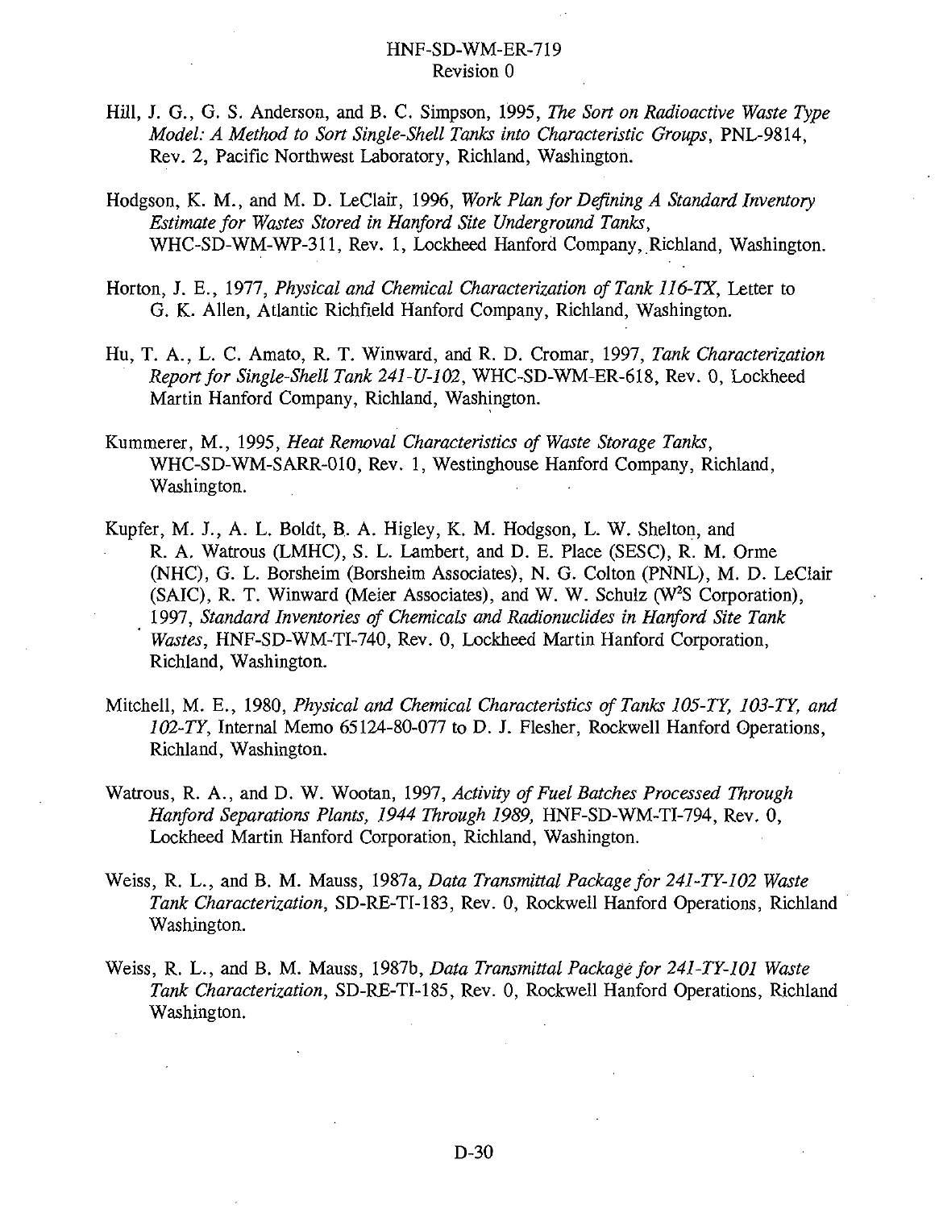Hill, J. G., G. S. Anderson, and B. C. Simpson, 1995, *The Sort on Radioactive Waste Type Model: A Method to Sort Single-Shell Tanks into Characteristic Groups*, PNL-9814, Rev. 2, Pacific Northwest Laboratory, Richland, Washington.

Hodgson, K. M., and M. D. LeClair, 1996, *Work Plan for Defining A Standard Inventory Estimate for Wastes Stored in Hanford Site Underground Tanks*, WHC-SD-WM-WP-311, Rev. 1, Lockheed Hanford Company, Richland, Washington.

Horton, J. E., 1977, *Physical and Chemical Characterization of Tank 116-TX*, Letter to G. K. Allen, Atlantic Richfield Hanford Company, Richland, Washington.

Hu, T. A., L. C. Amato, R. T. Winward, and R. D. Cromar, 1997, *Tank Characterization Report for Single-Shell Tank 241-U-102*, WHC-SD-WM-ER-618, Rev. 0, Lockheed Martin Hanford Company, Richland, Washington.

Kummerer, M., 1995, *Heat Removal Characteristics of Waste Storage Tanks*, WHC-SD-WM-SARR-010, Rev. 1, Westinghouse Hanford Company, Richland, Washington.

Kupfer, M. J., A. L. Boldt, B. A. Higley, K. M. Hodgson, L. W. Shelton, and R. A. Watrous (LMHC), S. L. Lambert, and D. E. Place (SESC), R. M. Orme (NHC), G. L. Borsheim (Borsheim Associates), N. G. Colton (PNNL), M. D. LeClair (SAIC), R. T. Winward (Meier Associates), and W. W. Schulz (W$^2$S Corporation), 1997, *Standard Inventories of Chemicals and Radionuclides in Hanford Site Tank Wastes*, HNF-SD-WM-TI-740, Rev. 0, Lockheed Martin Hanford Corporation, Richland, Washington.

Mitchell, M. E., 1980, *Physical and Chemical Characteristics of Tanks 105-TY, 103-TY, and 102-TY*, Internal Memo 65124-80-077 to D. J. Flesher, Rockwell Hanford Operations, Richland, Washington.

Watrous, R. A., and D. W. Wootan, 1997, *Activity of Fuel Batches Processed Through Hanford Separations Plants, 1944 Through 1989*, HNF-SD-WM-TI-794, Rev. 0, Lockheed Martin Hanford Corporation, Richland, Washington.

Weiss, R. L., and B. M. Mauss, 1987a, *Data Transmittal Package for 241-TY-102 Waste Tank Characterization*, SD-RE-TI-183, Rev. 0, Rockwell Hanford Operations, Richland Washington.

Weiss, R. L., and B. M. Mauss, 1987b, *Data Transmittal Package for 241-TY-101 Waste Tank Characterization*, SD-RE-TI-185, Rev. 0, Rockwell Hanford Operations, Richland Washington.